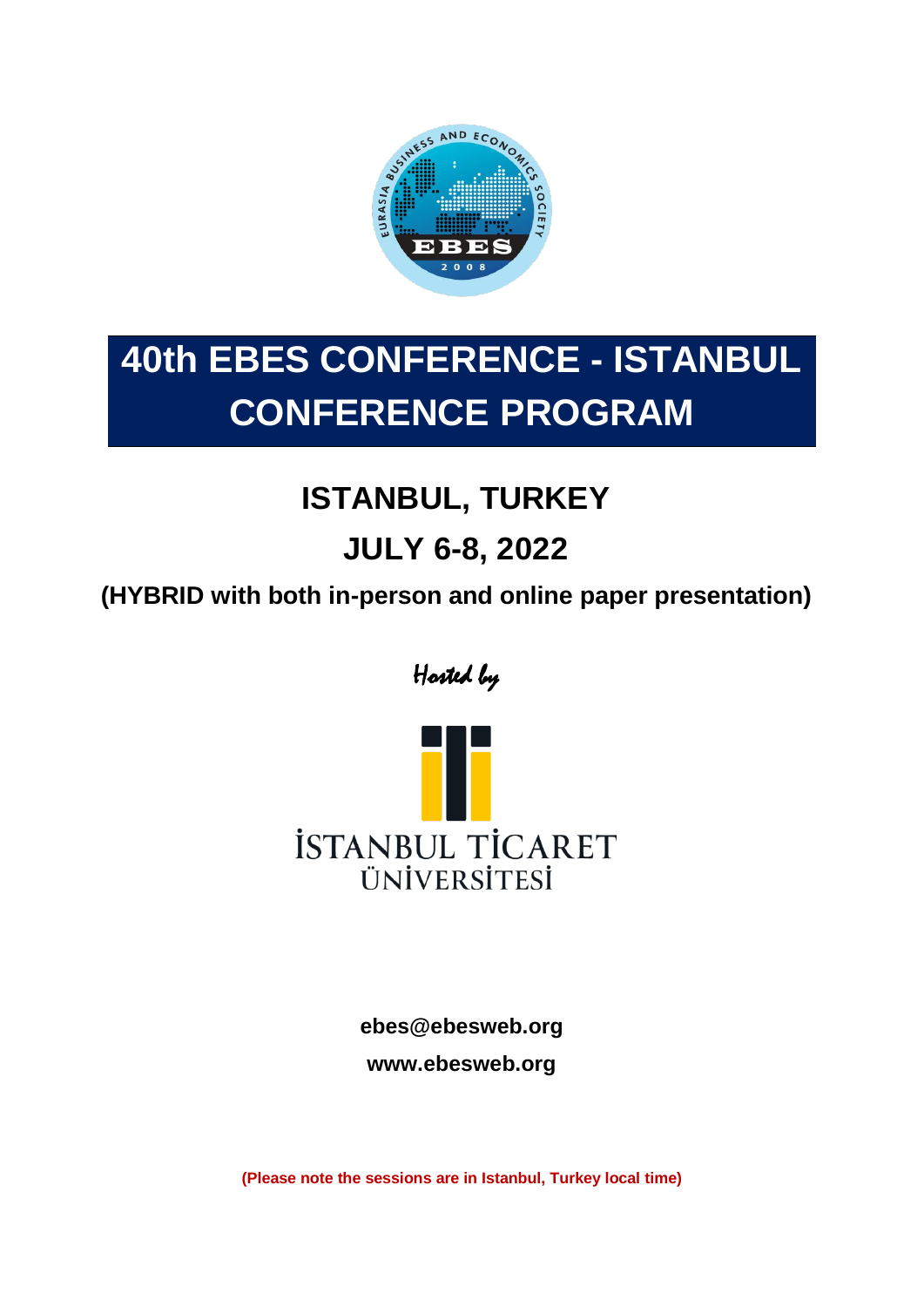# 40th EBES CONFERENCE - ISTANBUL CONFERENCE PROGRAM

## ISTANBUL, TURKEY

## JULY 6-8, 2022

**(HYBRID with both in-person and online paper presentation)**

*Hosted by*

İSTANBUL TİCARET ÜNİVERSİTESİ

**ebes@ebesweb.org**

**www.ebesweb.org**

**(Please note the sessions are in Istanbul, Turkey local time)**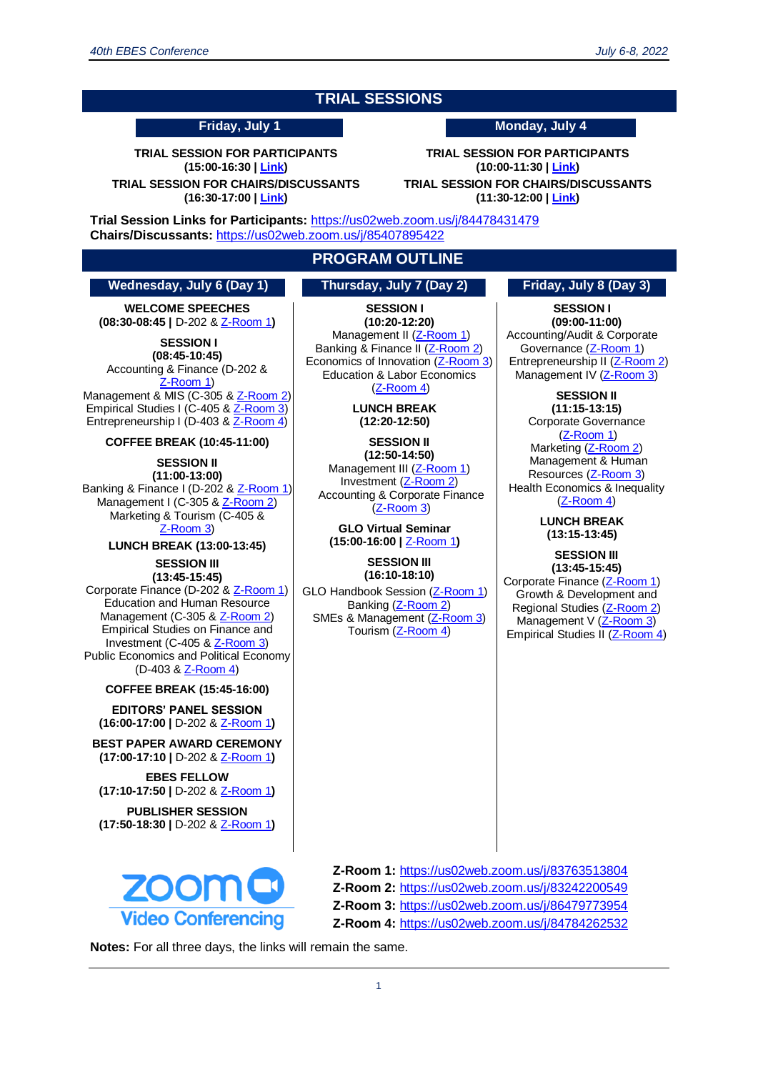# TRIAL SESSIONS

## Friday, July 1

**TRIAL SESSION FOR PARTICIPANTS**
**(15:00-16:30 | Link)**

**TRIAL SESSION FOR CHAIRS/DISCUSSANTS**
**(16:30-17:00 | Link)**

## Monday, July 4

**TRIAL SESSION FOR PARTICIPANTS**
**(10:00-11:30 | Link)**

**TRIAL SESSION FOR CHAIRS/DISCUSSANTS**
**(11:30-12:00 | Link)**

**Trial Session Links for Participants:** https://us02web.zoom.us/j/84478431479
**Chairs/Discussants:** https://us02web.zoom.us/j/85407895422

# PROGRAM OUTLINE

## Wednesday, July 6 (Day 1)

**WELCOME SPEECHES**
**(08:30-08:45 |** D-202 & Z-Room 1**)**

**SESSION I**
**(08:45-10:45)**
Accounting & Finance (D-202 & Z-Room 1)
Management & MIS (C-305 & Z-Room 2)
Empirical Studies I (C-405 & Z-Room 3)
Entrepreneurship I (D-403 & Z-Room 4)

**COFFEE BREAK (10:45-11:00)**

**SESSION II**
**(11:00-13:00)**
Banking & Finance I (D-202 & Z-Room 1)
Management I (C-305 & Z-Room 2)
Marketing & Tourism (C-405 & Z-Room 3)

**LUNCH BREAK (13:00-13:45)**

**SESSION III**
**(13:45-15:45)**
Corporate Finance (D-202 & Z-Room 1)
Education and Human Resource Management (C-305 & Z-Room 2)
Empirical Studies on Finance and Investment (C-405 & Z-Room 3)
Public Economics and Political Economy (D-403 & Z-Room 4)

**COFFEE BREAK (15:45-16:00)**

**EDITORS' PANEL SESSION**
**(16:00-17:00 |** D-202 & Z-Room 1**)**

**BEST PAPER AWARD CEREMONY**
**(17:00-17:10 |** D-202 & Z-Room 1**)**

**EBES FELLOW**
**(17:10-17:50 |** D-202 & Z-Room 1**)**

**PUBLISHER SESSION**
**(17:50-18:30 |** D-202 & Z-Room 1**)**

## Thursday, July 7 (Day 2)

**SESSION I**
**(10:20-12:20)**
Management II (Z-Room 1)
Banking & Finance II (Z-Room 2)
Economics of Innovation (Z-Room 3)
Education & Labor Economics (Z-Room 4)

**LUNCH BREAK**
**(12:20-12:50)**

**SESSION II**
**(12:50-14:50)**
Management III (Z-Room 1)
Investment (Z-Room 2)
Accounting & Corporate Finance (Z-Room 3)

**GLO Virtual Seminar**
**(15:00-16:00 |** Z-Room 1**)**

**SESSION III**
**(16:10-18:10)**
GLO Handbook Session (Z-Room 1)
Banking (Z-Room 2)
SMEs & Management (Z-Room 3)
Tourism (Z-Room 4)

## Friday, July 8 (Day 3)

**SESSION I**
**(09:00-11:00)**
Accounting/Audit & Corporate Governance (Z-Room 1)
Entrepreneurship II (Z-Room 2)
Management IV (Z-Room 3)

**SESSION II**
**(11:15-13:15)**
Corporate Governance (Z-Room 1)
Marketing (Z-Room 2)
Management & Human Resources (Z-Room 3)
Health Economics & Inequality (Z-Room 4)

**LUNCH BREAK**
**(13:15-13:45)**

**SESSION III**
**(13:45-15:45)**
Corporate Finance (Z-Room 1)
Growth & Development and Regional Studies (Z-Room 2)
Management V (Z-Room 3)
Empirical Studies II (Z-Room 4)

zoom Video Conferencing

**Z-Room 1:** https://us02web.zoom.us/j/83763513804
**Z-Room 2:** https://us02web.zoom.us/j/83242200549
**Z-Room 3:** https://us02web.zoom.us/j/86479773954
**Z-Room 4:** https://us02web.zoom.us/j/84784262532

**Notes:** For all three days, the links will remain the same.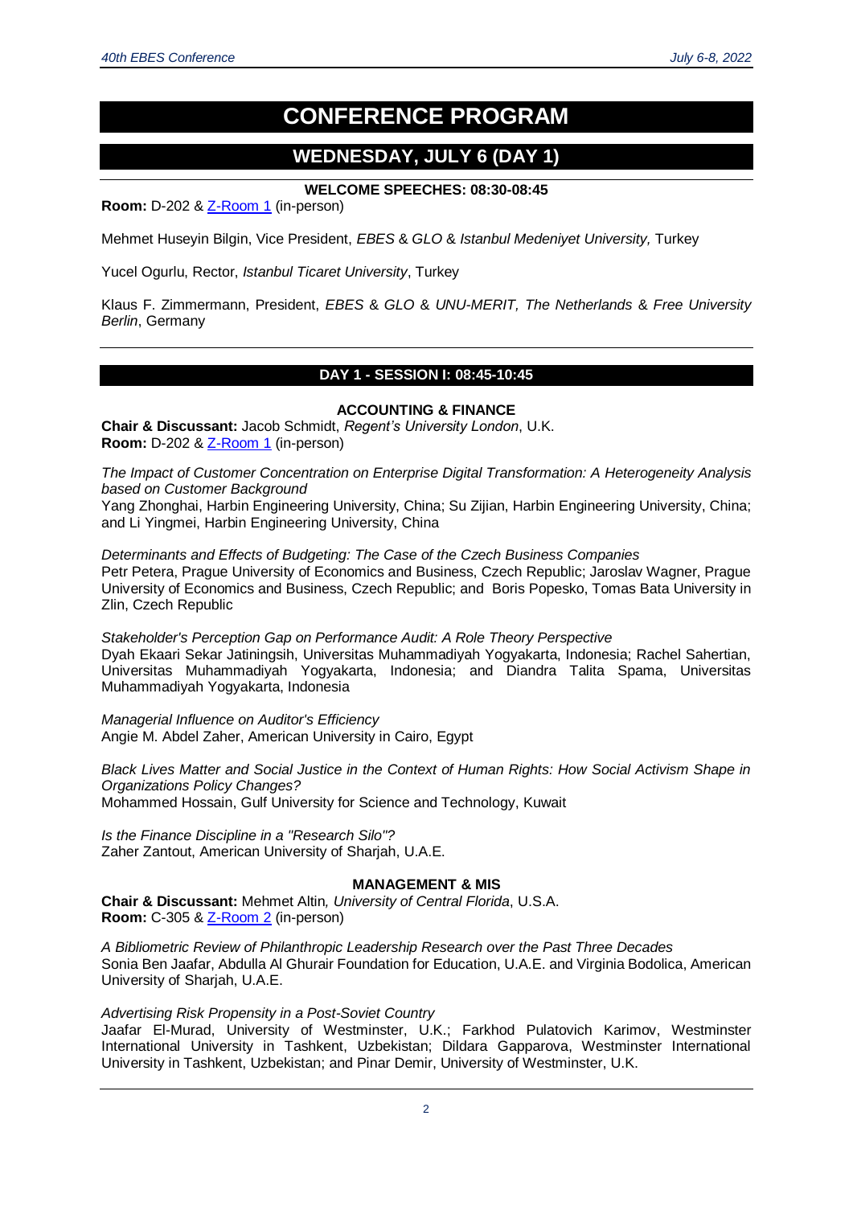# CONFERENCE PROGRAM

## WEDNESDAY, JULY 6 (DAY 1)

### WELCOME SPEECHES: 08:30-08:45

**Room:** D-202 & Z-Room 1 (in-person)

Mehmet Huseyin Bilgin, Vice President, *EBES* & *GLO* & *Istanbul Medeniyet University,* Turkey

Yucel Ogurlu, Rector, *Istanbul Ticaret University*, Turkey

Klaus F. Zimmermann, President, *EBES* & *GLO* & *UNU-MERIT, The Netherlands* & *Free University Berlin*, Germany

### DAY 1 - SESSION I: 08:45-10:45

#### ACCOUNTING & FINANCE

**Chair & Discussant:** Jacob Schmidt, *Regent's University London*, U.K.
**Room:** D-202 & Z-Room 1 (in-person)

*The Impact of Customer Concentration on Enterprise Digital Transformation: A Heterogeneity Analysis based on Customer Background*
Yang Zhonghai, Harbin Engineering University, China; Su Zijian, Harbin Engineering University, China; and Li Yingmei, Harbin Engineering University, China

*Determinants and Effects of Budgeting: The Case of the Czech Business Companies*
Petr Petera, Prague University of Economics and Business, Czech Republic; Jaroslav Wagner, Prague University of Economics and Business, Czech Republic; and Boris Popesko, Tomas Bata University in Zlin, Czech Republic

*Stakeholder's Perception Gap on Performance Audit: A Role Theory Perspective*
Dyah Ekaari Sekar Jatiningsih, Universitas Muhammadiyah Yogyakarta, Indonesia; Rachel Sahertian, Universitas Muhammadiyah Yogyakarta, Indonesia; and Diandra Talita Spama, Universitas Muhammadiyah Yogyakarta, Indonesia

*Managerial Influence on Auditor's Efficiency*
Angie M. Abdel Zaher, American University in Cairo, Egypt

*Black Lives Matter and Social Justice in the Context of Human Rights: How Social Activism Shape in Organizations Policy Changes?*
Mohammed Hossain, Gulf University for Science and Technology, Kuwait

*Is the Finance Discipline in a "Research Silo"?*
Zaher Zantout, American University of Sharjah, U.A.E.

#### MANAGEMENT & MIS

**Chair & Discussant:** Mehmet Altin*, University of Central Florida*, U.S.A.
**Room:** C-305 & Z-Room 2 (in-person)

*A Bibliometric Review of Philanthropic Leadership Research over the Past Three Decades*
Sonia Ben Jaafar, Abdulla Al Ghurair Foundation for Education, U.A.E. and Virginia Bodolica, American University of Sharjah, U.A.E.

*Advertising Risk Propensity in a Post-Soviet Country*
Jaafar El-Murad, University of Westminster, U.K.; Farkhod Pulatovich Karimov, Westminster International University in Tashkent, Uzbekistan; Dildara Gapparova, Westminster International University in Tashkent, Uzbekistan; and Pinar Demir, University of Westminster, U.K.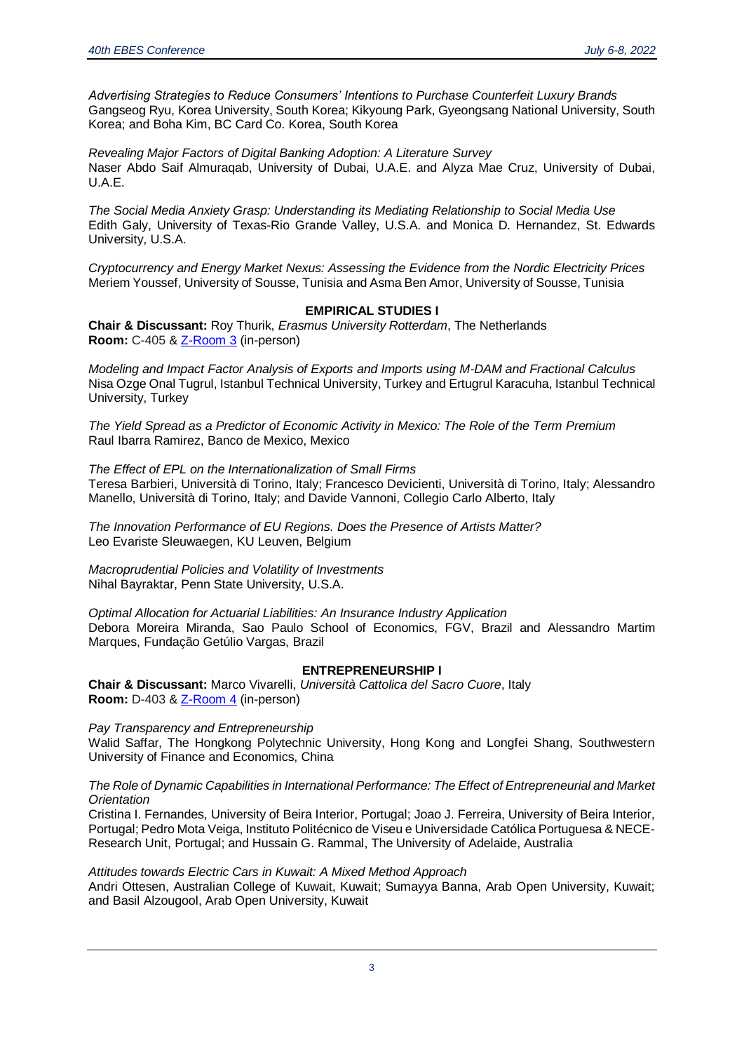*Advertising Strategies to Reduce Consumers' Intentions to Purchase Counterfeit Luxury Brands*
Gangseog Ryu, Korea University, South Korea; Kikyoung Park, Gyeongsang National University, South Korea; and Boha Kim, BC Card Co. Korea, South Korea

*Revealing Major Factors of Digital Banking Adoption: A Literature Survey*
Naser Abdo Saif Almuraqab, University of Dubai, U.A.E. and Alyza Mae Cruz, University of Dubai, U.A.E.

*The Social Media Anxiety Grasp: Understanding its Mediating Relationship to Social Media Use*
Edith Galy, University of Texas-Rio Grande Valley, U.S.A. and Monica D. Hernandez, St. Edwards University, U.S.A.

*Cryptocurrency and Energy Market Nexus: Assessing the Evidence from the Nordic Electricity Prices*
Meriem Youssef, University of Sousse, Tunisia and Asma Ben Amor, University of Sousse, Tunisia

### EMPIRICAL STUDIES I

**Chair & Discussant:** Roy Thurik, *Erasmus University Rotterdam*, The Netherlands
**Room:** C-405 & Z-Room 3 (in-person)

*Modeling and Impact Factor Analysis of Exports and Imports using M-DAM and Fractional Calculus*
Nisa Ozge Onal Tugrul, Istanbul Technical University, Turkey and Ertugrul Karacuha, Istanbul Technical University, Turkey

*The Yield Spread as a Predictor of Economic Activity in Mexico: The Role of the Term Premium*
Raul Ibarra Ramirez, Banco de Mexico, Mexico

*The Effect of EPL on the Internationalization of Small Firms*
Teresa Barbieri, Università di Torino, Italy; Francesco Devicienti, Università di Torino, Italy; Alessandro Manello, Università di Torino, Italy; and Davide Vannoni, Collegio Carlo Alberto, Italy

*The Innovation Performance of EU Regions. Does the Presence of Artists Matter?*
Leo Evariste Sleuwaegen, KU Leuven, Belgium

*Macroprudential Policies and Volatility of Investments*
Nihal Bayraktar, Penn State University, U.S.A.

*Optimal Allocation for Actuarial Liabilities: An Insurance Industry Application*
Debora Moreira Miranda, Sao Paulo School of Economics, FGV, Brazil and Alessandro Martim Marques, Fundação Getúlio Vargas, Brazil

### ENTREPRENEURSHIP I

**Chair & Discussant:** Marco Vivarelli, *Università Cattolica del Sacro Cuore*, Italy
**Room:** D-403 & Z-Room 4 (in-person)

*Pay Transparency and Entrepreneurship*
Walid Saffar, The Hongkong Polytechnic University, Hong Kong and Longfei Shang, Southwestern University of Finance and Economics, China

*The Role of Dynamic Capabilities in International Performance: The Effect of Entrepreneurial and Market Orientation*
Cristina I. Fernandes, University of Beira Interior, Portugal; Joao J. Ferreira, University of Beira Interior, Portugal; Pedro Mota Veiga, Instituto Politécnico de Viseu e Universidade Católica Portuguesa & NECE-Research Unit, Portugal; and Hussain G. Rammal, The University of Adelaide, Australia

*Attitudes towards Electric Cars in Kuwait: A Mixed Method Approach*
Andri Ottesen, Australian College of Kuwait, Kuwait; Sumayya Banna, Arab Open University, Kuwait; and Basil Alzougool, Arab Open University, Kuwait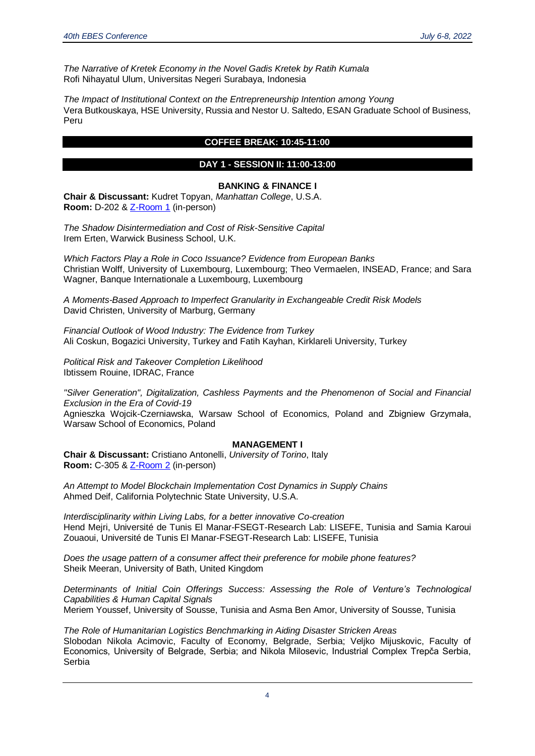*The Narrative of Kretek Economy in the Novel Gadis Kretek by Ratih Kumala*
Rofi Nihayatul Ulum, Universitas Negeri Surabaya, Indonesia

*The Impact of Institutional Context on the Entrepreneurship Intention among Young*
Vera Butkouskaya, HSE University, Russia and Nestor U. Saltedo, ESAN Graduate School of Business, Peru

**COFFEE BREAK: 10:45-11:00**

## DAY 1 - SESSION II: 11:00-13:00

### BANKING & FINANCE I

**Chair & Discussant:** Kudret Topyan, *Manhattan College*, U.S.A.
**Room:** D-202 & Z-Room 1 (in-person)

*The Shadow Disintermediation and Cost of Risk-Sensitive Capital*
Irem Erten, Warwick Business School, U.K.

*Which Factors Play a Role in Coco Issuance? Evidence from European Banks*
Christian Wolff, University of Luxembourg, Luxembourg; Theo Vermaelen, INSEAD, France; and Sara Wagner, Banque Internationale a Luxembourg, Luxembourg

*A Moments-Based Approach to Imperfect Granularity in Exchangeable Credit Risk Models*
David Christen, University of Marburg, Germany

*Financial Outlook of Wood Industry: The Evidence from Turkey*
Ali Coskun, Bogazici University, Turkey and Fatih Kayhan, Kirklareli University, Turkey

*Political Risk and Takeover Completion Likelihood*
Ibtissem Rouine, IDRAC, France

*"Silver Generation", Digitalization, Cashless Payments and the Phenomenon of Social and Financial Exclusion in the Era of Covid-19*
Agnieszka Wojcik-Czerniawska, Warsaw School of Economics, Poland and Zbigniew Grzymała, Warsaw School of Economics, Poland

### MANAGEMENT I

**Chair & Discussant:** Cristiano Antonelli, *University of Torino*, Italy
**Room:** C-305 & Z-Room 2 (in-person)

*An Attempt to Model Blockchain Implementation Cost Dynamics in Supply Chains*
Ahmed Deif, California Polytechnic State University, U.S.A.

*Interdisciplinarity within Living Labs, for a better innovative Co-creation*
Hend Mejri, Université de Tunis El Manar-FSEGT-Research Lab: LISEFE, Tunisia and Samia Karoui Zouaoui, Université de Tunis El Manar-FSEGT-Research Lab: LISEFE, Tunisia

*Does the usage pattern of a consumer affect their preference for mobile phone features?*
Sheik Meeran, University of Bath, United Kingdom

*Determinants of Initial Coin Offerings Success: Assessing the Role of Venture's Technological Capabilities & Human Capital Signals*
Meriem Youssef, University of Sousse, Tunisia and Asma Ben Amor, University of Sousse, Tunisia

*The Role of Humanitarian Logistics Benchmarking in Aiding Disaster Stricken Areas*
Slobodan Nikola Acimovic, Faculty of Economy, Belgrade, Serbia; Veljko Mijuskovic, Faculty of Economics, University of Belgrade, Serbia; and Nikola Milosevic, Industrial Complex Trepča Serbia, Serbia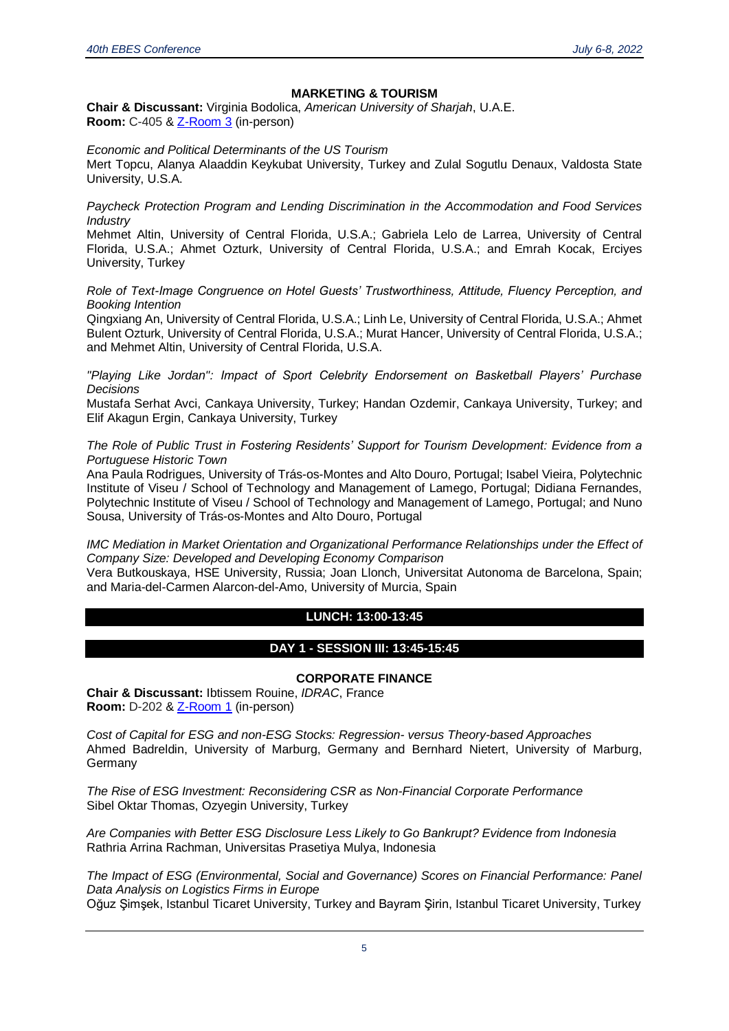### MARKETING & TOURISM

**Chair & Discussant:** Virginia Bodolica, *American University of Sharjah*, U.A.E.
**Room:** C-405 & Z-Room 3 (in-person)

*Economic and Political Determinants of the US Tourism*
Mert Topcu, Alanya Alaaddin Keykubat University, Turkey and Zulal Sogutlu Denaux, Valdosta State University, U.S.A.

*Paycheck Protection Program and Lending Discrimination in the Accommodation and Food Services Industry*
Mehmet Altin, University of Central Florida, U.S.A.; Gabriela Lelo de Larrea, University of Central Florida, U.S.A.; Ahmet Ozturk, University of Central Florida, U.S.A.; and Emrah Kocak, Erciyes University, Turkey

*Role of Text-Image Congruence on Hotel Guests' Trustworthiness, Attitude, Fluency Perception, and Booking Intention*
Qingxiang An, University of Central Florida, U.S.A.; Linh Le, University of Central Florida, U.S.A.; Ahmet Bulent Ozturk, University of Central Florida, U.S.A.; Murat Hancer, University of Central Florida, U.S.A.; and Mehmet Altin, University of Central Florida, U.S.A.

*"Playing Like Jordan": Impact of Sport Celebrity Endorsement on Basketball Players' Purchase Decisions*
Mustafa Serhat Avci, Cankaya University, Turkey; Handan Ozdemir, Cankaya University, Turkey; and Elif Akagun Ergin, Cankaya University, Turkey

*The Role of Public Trust in Fostering Residents' Support for Tourism Development: Evidence from a Portuguese Historic Town*
Ana Paula Rodrigues, University of Trás-os-Montes and Alto Douro, Portugal; Isabel Vieira, Polytechnic Institute of Viseu / School of Technology and Management of Lamego, Portugal; Didiana Fernandes, Polytechnic Institute of Viseu / School of Technology and Management of Lamego, Portugal; and Nuno Sousa, University of Trás-os-Montes and Alto Douro, Portugal

*IMC Mediation in Market Orientation and Organizational Performance Relationships under the Effect of Company Size: Developed and Developing Economy Comparison*
Vera Butkouskaya, HSE University, Russia; Joan Llonch, Universitat Autonoma de Barcelona, Spain; and Maria-del-Carmen Alarcon-del-Amo, University of Murcia, Spain

## LUNCH: 13:00-13:45

## DAY 1 - SESSION III: 13:45-15:45

### CORPORATE FINANCE

**Chair & Discussant:** Ibtissem Rouine, *IDRAC*, France
**Room:** D-202 & Z-Room 1 (in-person)

*Cost of Capital for ESG and non-ESG Stocks: Regression- versus Theory-based Approaches*
Ahmed Badreldin, University of Marburg, Germany and Bernhard Nietert, University of Marburg, Germany

*The Rise of ESG Investment: Reconsidering CSR as Non-Financial Corporate Performance*
Sibel Oktar Thomas, Ozyegin University, Turkey

*Are Companies with Better ESG Disclosure Less Likely to Go Bankrupt? Evidence from Indonesia*
Rathria Arrina Rachman, Universitas Prasetiya Mulya, Indonesia

*The Impact of ESG (Environmental, Social and Governance) Scores on Financial Performance: Panel Data Analysis on Logistics Firms in Europe*
Oğuz Şimşek, Istanbul Ticaret University, Turkey and Bayram Şirin, Istanbul Ticaret University, Turkey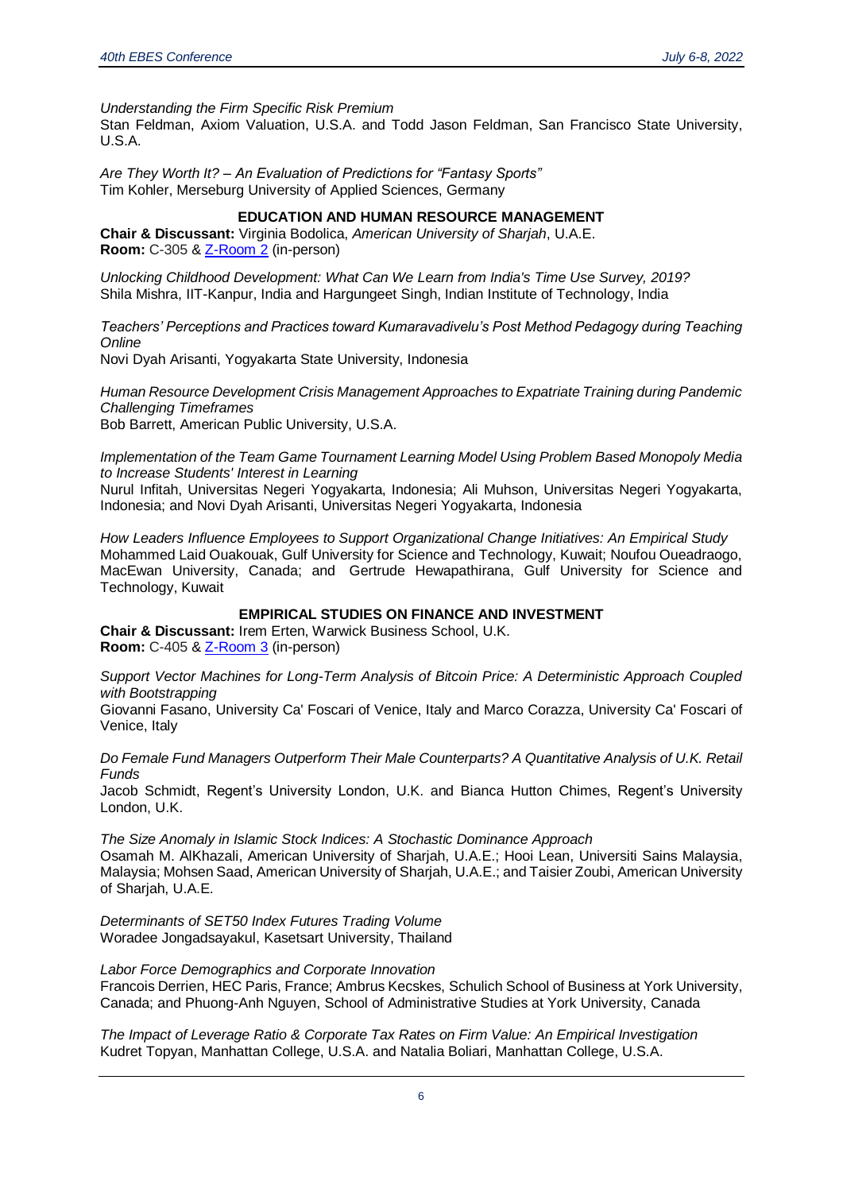*Understanding the Firm Specific Risk Premium*
Stan Feldman, Axiom Valuation, U.S.A. and Todd Jason Feldman, San Francisco State University, U.S.A.

*Are They Worth It? – An Evaluation of Predictions for "Fantasy Sports"*
Tim Kohler, Merseburg University of Applied Sciences, Germany

### EDUCATION AND HUMAN RESOURCE MANAGEMENT

**Chair & Discussant:** Virginia Bodolica, *American University of Sharjah*, U.A.E.
**Room:** C-305 & Z-Room 2 (in-person)

*Unlocking Childhood Development: What Can We Learn from India's Time Use Survey, 2019?*
Shila Mishra, IIT-Kanpur, India and Hargungeet Singh, Indian Institute of Technology, India

*Teachers' Perceptions and Practices toward Kumaravadivelu's Post Method Pedagogy during Teaching Online*
Novi Dyah Arisanti, Yogyakarta State University, Indonesia

*Human Resource Development Crisis Management Approaches to Expatriate Training during Pandemic Challenging Timeframes*
Bob Barrett, American Public University, U.S.A.

*Implementation of the Team Game Tournament Learning Model Using Problem Based Monopoly Media to Increase Students' Interest in Learning*
Nurul Infitah, Universitas Negeri Yogyakarta, Indonesia; Ali Muhson, Universitas Negeri Yogyakarta, Indonesia; and Novi Dyah Arisanti, Universitas Negeri Yogyakarta, Indonesia

*How Leaders Influence Employees to Support Organizational Change Initiatives: An Empirical Study*
Mohammed Laid Ouakouak, Gulf University for Science and Technology, Kuwait; Noufou Oueadraogo, MacEwan University, Canada; and Gertrude Hewapathirana, Gulf University for Science and Technology, Kuwait

### EMPIRICAL STUDIES ON FINANCE AND INVESTMENT

**Chair & Discussant:** Irem Erten, Warwick Business School, U.K.
**Room:** C-405 & Z-Room 3 (in-person)

*Support Vector Machines for Long-Term Analysis of Bitcoin Price: A Deterministic Approach Coupled with Bootstrapping*
Giovanni Fasano, University Ca' Foscari of Venice, Italy and Marco Corazza, University Ca' Foscari of Venice, Italy

*Do Female Fund Managers Outperform Their Male Counterparts? A Quantitative Analysis of U.K. Retail Funds*
Jacob Schmidt, Regent's University London, U.K. and Bianca Hutton Chimes, Regent's University London, U.K.

*The Size Anomaly in Islamic Stock Indices: A Stochastic Dominance Approach*
Osamah M. AlKhazali, American University of Sharjah, U.A.E.; Hooi Lean, Universiti Sains Malaysia, Malaysia; Mohsen Saad, American University of Sharjah, U.A.E.; and Taisier Zoubi, American University of Sharjah, U.A.E.

*Determinants of SET50 Index Futures Trading Volume*
Woradee Jongadsayakul, Kasetsart University, Thailand

*Labor Force Demographics and Corporate Innovation*
Francois Derrien, HEC Paris, France; Ambrus Kecskes, Schulich School of Business at York University, Canada; and Phuong-Anh Nguyen, School of Administrative Studies at York University, Canada

*The Impact of Leverage Ratio & Corporate Tax Rates on Firm Value: An Empirical Investigation*
Kudret Topyan, Manhattan College, U.S.A. and Natalia Boliari, Manhattan College, U.S.A.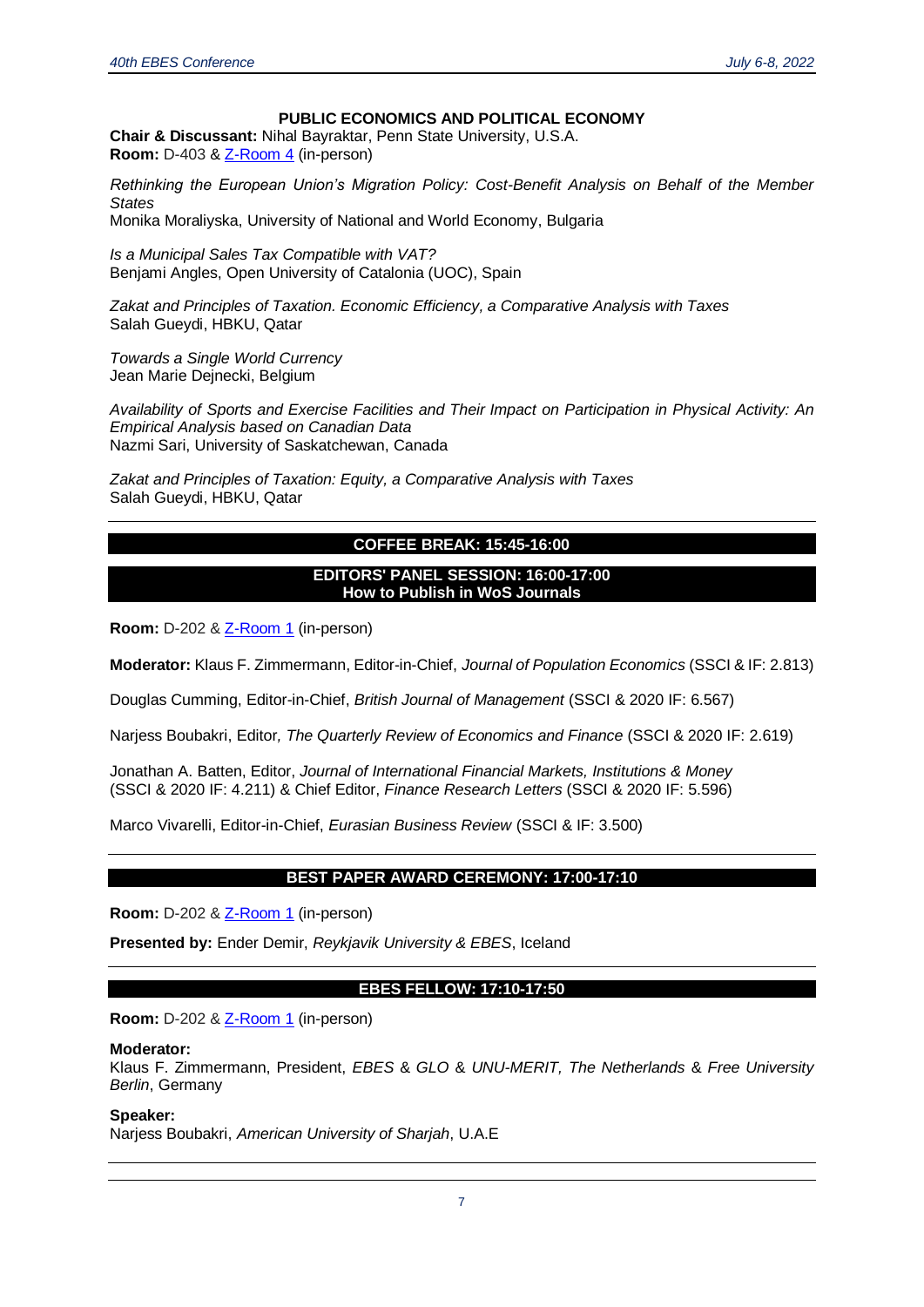### PUBLIC ECONOMICS AND POLITICAL ECONOMY

**Chair & Discussant:** Nihal Bayraktar, Penn State University, U.S.A.
**Room:** D-403 & Z-Room 4 (in-person)

*Rethinking the European Union's Migration Policy: Cost-Benefit Analysis on Behalf of the Member States*
Monika Moraliyska, University of National and World Economy, Bulgaria

*Is a Municipal Sales Tax Compatible with VAT?*
Benjami Angles, Open University of Catalonia (UOC), Spain

*Zakat and Principles of Taxation. Economic Efficiency, a Comparative Analysis with Taxes*
Salah Gueydi, HBKU, Qatar

*Towards a Single World Currency*
Jean Marie Dejnecki, Belgium

*Availability of Sports and Exercise Facilities and Their Impact on Participation in Physical Activity: An Empirical Analysis based on Canadian Data*
Nazmi Sari, University of Saskatchewan, Canada

*Zakat and Principles of Taxation: Equity, a Comparative Analysis with Taxes*
Salah Gueydi, HBKU, Qatar

---

### COFFEE BREAK: 15:45-16:00

### EDITORS' PANEL SESSION: 16:00-17:00
### How to Publish in WoS Journals

**Room:** D-202 & Z-Room 1 (in-person)

**Moderator:** Klaus F. Zimmermann, Editor-in-Chief, *Journal of Population Economics* (SSCI & IF: 2.813)

Douglas Cumming, Editor-in-Chief, *British Journal of Management* (SSCI & 2020 IF: 6.567)

Narjess Boubakri, Editor, *The Quarterly Review of Economics and Finance* (SSCI & 2020 IF: 2.619)

Jonathan A. Batten, Editor, *Journal of International Financial Markets, Institutions & Money* (SSCI & 2020 IF: 4.211) & Chief Editor, *Finance Research Letters* (SSCI & 2020 IF: 5.596)

Marco Vivarelli, Editor-in-Chief, *Eurasian Business Review* (SSCI & IF: 3.500)

---

### BEST PAPER AWARD CEREMONY: 17:00-17:10

**Room:** D-202 & Z-Room 1 (in-person)

**Presented by:** Ender Demir, *Reykjavik University & EBES*, Iceland

---

### EBES FELLOW: 17:10-17:50

**Room:** D-202 & Z-Room 1 (in-person)

**Moderator:**
Klaus F. Zimmermann, President, *EBES* & *GLO* & *UNU-MERIT, The Netherlands* & *Free University Berlin*, Germany

**Speaker:**
Narjess Boubakri, *American University of Sharjah*, U.A.E

---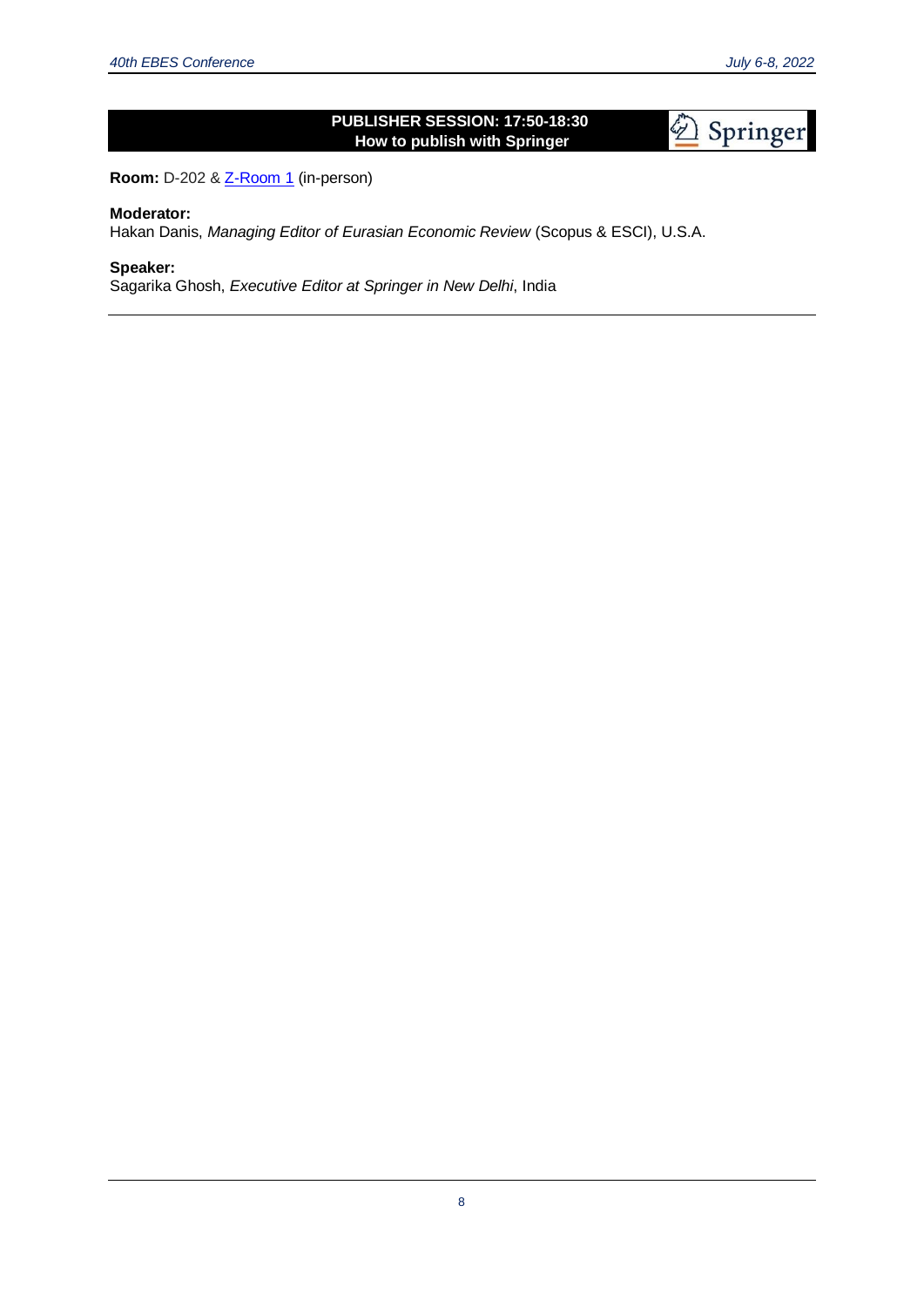## PUBLISHER SESSION: 17:50-18:30
## How to publish with Springer

**Room:** D-202 & Z-Room 1 (in-person)

**Moderator:**
Hakan Danis, *Managing Editor of Eurasian Economic Review* (Scopus & ESCI), U.S.A.

**Speaker:**
Sagarika Ghosh, *Executive Editor at Springer in New Delhi*, India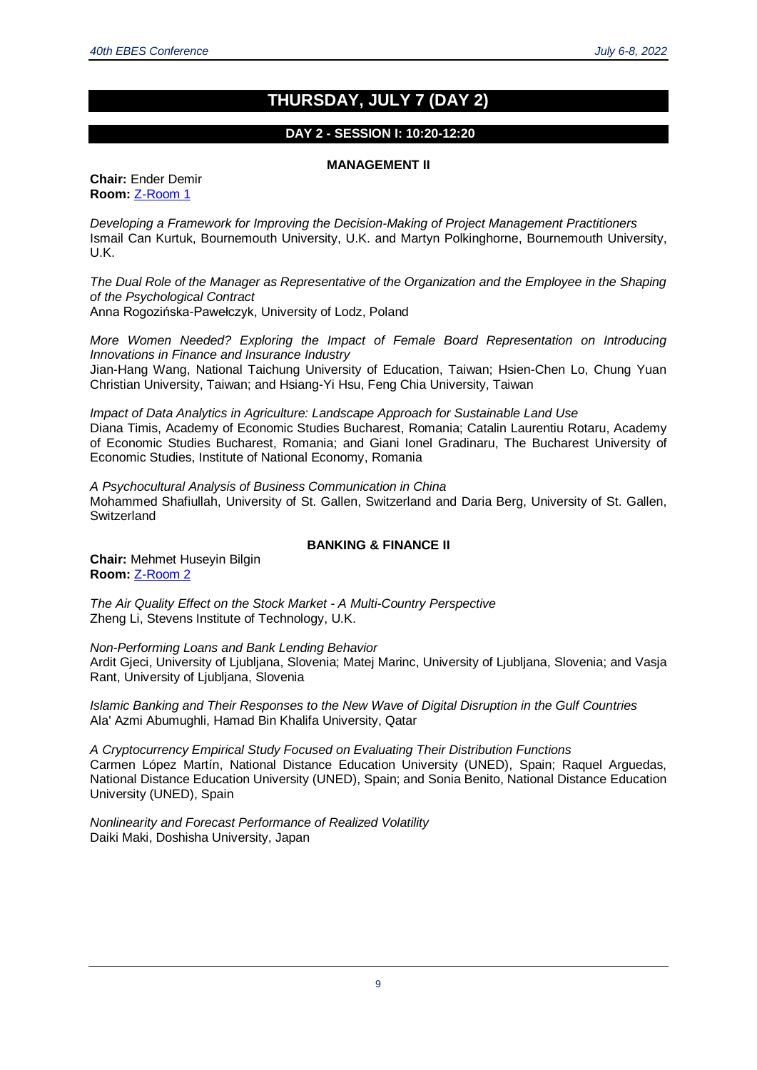# THURSDAY, JULY 7 (DAY 2)

## DAY 2 - SESSION I: 10:20-12:20

### MANAGEMENT II

**Chair:** Ender Demir
**Room:** Z-Room 1

*Developing a Framework for Improving the Decision-Making of Project Management Practitioners*
Ismail Can Kurtuk, Bournemouth University, U.K. and Martyn Polkinghorne, Bournemouth University, U.K.

*The Dual Role of the Manager as Representative of the Organization and the Employee in the Shaping of the Psychological Contract*
Anna Rogozińska-Pawełczyk, University of Lodz, Poland

*More Women Needed? Exploring the Impact of Female Board Representation on Introducing Innovations in Finance and Insurance Industry*
Jian-Hang Wang, National Taichung University of Education, Taiwan; Hsien-Chen Lo, Chung Yuan Christian University, Taiwan; and Hsiang-Yi Hsu, Feng Chia University, Taiwan

*Impact of Data Analytics in Agriculture: Landscape Approach for Sustainable Land Use*
Diana Timis, Academy of Economic Studies Bucharest, Romania; Catalin Laurentiu Rotaru, Academy of Economic Studies Bucharest, Romania; and Giani Ionel Gradinaru, The Bucharest University of Economic Studies, Institute of National Economy, Romania

*A Psychocultural Analysis of Business Communication in China*
Mohammed Shafiullah, University of St. Gallen, Switzerland and Daria Berg, University of St. Gallen, Switzerland

### BANKING & FINANCE II

**Chair:** Mehmet Huseyin Bilgin
**Room:** Z-Room 2

*The Air Quality Effect on the Stock Market - A Multi-Country Perspective*
Zheng Li, Stevens Institute of Technology, U.K.

*Non-Performing Loans and Bank Lending Behavior*
Ardit Gjeci, University of Ljubljana, Slovenia; Matej Marinc, University of Ljubljana, Slovenia; and Vasja Rant, University of Ljubljana, Slovenia

*Islamic Banking and Their Responses to the New Wave of Digital Disruption in the Gulf Countries*
Ala' Azmi Abumughli, Hamad Bin Khalifa University, Qatar

*A Cryptocurrency Empirical Study Focused on Evaluating Their Distribution Functions*
Carmen López Martín, National Distance Education University (UNED), Spain; Raquel Arguedas, National Distance Education University (UNED), Spain; and Sonia Benito, National Distance Education University (UNED), Spain

*Nonlinearity and Forecast Performance of Realized Volatility*
Daiki Maki, Doshisha University, Japan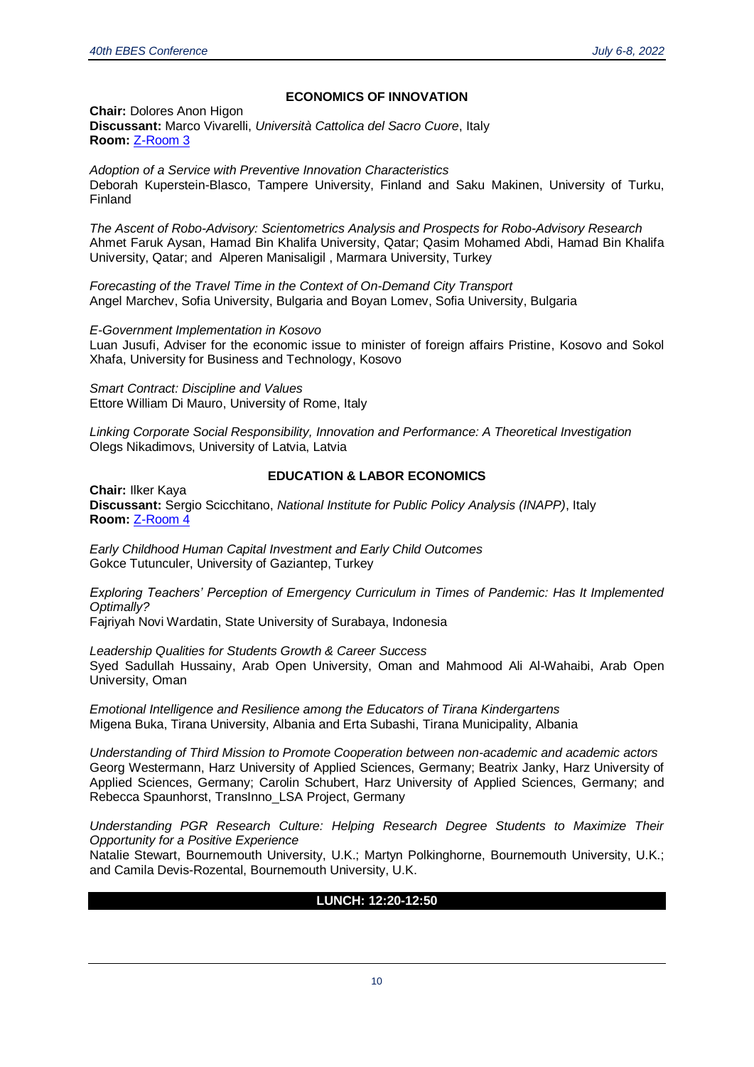### ECONOMICS OF INNOVATION

**Chair:** Dolores Anon Higon
**Discussant:** Marco Vivarelli, *Università Cattolica del Sacro Cuore*, Italy
**Room:** [Z-Room 3]()

*Adoption of a Service with Preventive Innovation Characteristics*
Deborah Kuperstein-Blasco, Tampere University, Finland and Saku Makinen, University of Turku, Finland

*The Ascent of Robo-Advisory: Scientometrics Analysis and Prospects for Robo-Advisory Research*
Ahmet Faruk Aysan, Hamad Bin Khalifa University, Qatar; Qasim Mohamed Abdi, Hamad Bin Khalifa University, Qatar; and Alperen Manisaligil , Marmara University, Turkey

*Forecasting of the Travel Time in the Context of On-Demand City Transport*
Angel Marchev, Sofia University, Bulgaria and Boyan Lomev, Sofia University, Bulgaria

*E-Government Implementation in Kosovo*
Luan Jusufi, Adviser for the economic issue to minister of foreign affairs Pristine, Kosovo and Sokol Xhafa, University for Business and Technology, Kosovo

*Smart Contract: Discipline and Values*
Ettore William Di Mauro, University of Rome, Italy

*Linking Corporate Social Responsibility, Innovation and Performance: A Theoretical Investigation*
Olegs Nikadimovs, University of Latvia, Latvia

### EDUCATION & LABOR ECONOMICS

**Chair:** Ilker Kaya
**Discussant:** Sergio Scicchitano, *National Institute for Public Policy Analysis (INAPP)*, Italy
**Room:** [Z-Room 4]()

*Early Childhood Human Capital Investment and Early Child Outcomes*
Gokce Tutunculer, University of Gaziantep, Turkey

*Exploring Teachers' Perception of Emergency Curriculum in Times of Pandemic: Has It Implemented Optimally?*
Fajriyah Novi Wardatin, State University of Surabaya, Indonesia

*Leadership Qualities for Students Growth & Career Success*
Syed Sadullah Hussainy, Arab Open University, Oman and Mahmood Ali Al-Wahaibi, Arab Open University, Oman

*Emotional Intelligence and Resilience among the Educators of Tirana Kindergartens*
Migena Buka, Tirana University, Albania and Erta Subashi, Tirana Municipality, Albania

*Understanding of Third Mission to Promote Cooperation between non-academic and academic actors*
Georg Westermann, Harz University of Applied Sciences, Germany; Beatrix Janky, Harz University of Applied Sciences, Germany; Carolin Schubert, Harz University of Applied Sciences, Germany; and Rebecca Spaunhorst, TransInno_LSA Project, Germany

*Understanding PGR Research Culture: Helping Research Degree Students to Maximize Their Opportunity for a Positive Experience*
Natalie Stewart, Bournemouth University, U.K.; Martyn Polkinghorne, Bournemouth University, U.K.; and Camila Devis-Rozental, Bournemouth University, U.K.

**LUNCH: 12:20-12:50**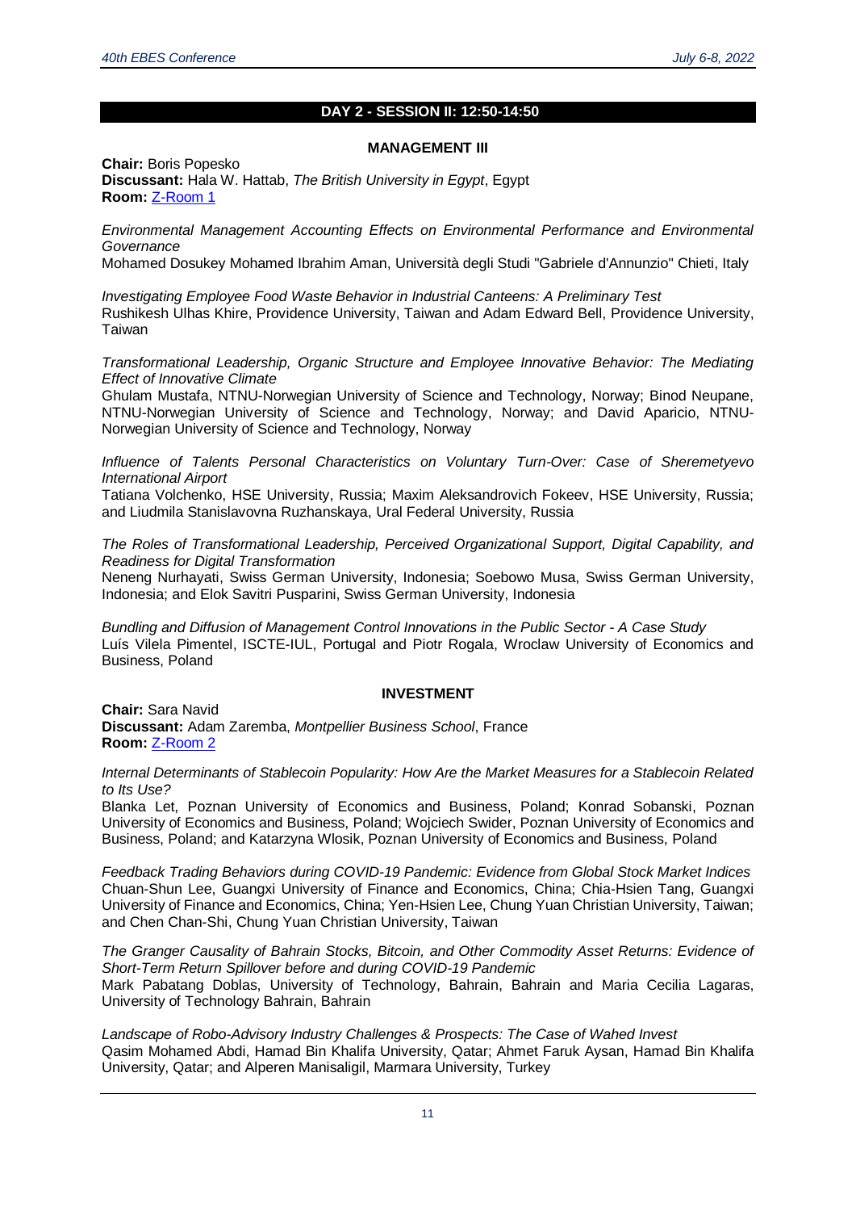## DAY 2 - SESSION II: 12:50-14:50

### MANAGEMENT III

**Chair:** Boris Popesko
**Discussant:** Hala W. Hattab, *The British University in Egypt*, Egypt
**Room:** [Z-Room 1]

*Environmental Management Accounting Effects on Environmental Performance and Environmental Governance*
Mohamed Dosukey Mohamed Ibrahim Aman, Università degli Studi "Gabriele d'Annunzio" Chieti, Italy

*Investigating Employee Food Waste Behavior in Industrial Canteens: A Preliminary Test*
Rushikesh Ulhas Khire, Providence University, Taiwan and Adam Edward Bell, Providence University, Taiwan

*Transformational Leadership, Organic Structure and Employee Innovative Behavior: The Mediating Effect of Innovative Climate*
Ghulam Mustafa, NTNU-Norwegian University of Science and Technology, Norway; Binod Neupane, NTNU-Norwegian University of Science and Technology, Norway; and David Aparicio, NTNU-Norwegian University of Science and Technology, Norway

*Influence of Talents Personal Characteristics on Voluntary Turn-Over: Case of Sheremetyevo International Airport*
Tatiana Volchenko, HSE University, Russia; Maxim Aleksandrovich Fokeev, HSE University, Russia; and Liudmila Stanislavovna Ruzhanskaya, Ural Federal University, Russia

*The Roles of Transformational Leadership, Perceived Organizational Support, Digital Capability, and Readiness for Digital Transformation*
Neneng Nurhayati, Swiss German University, Indonesia; Soebowo Musa, Swiss German University, Indonesia; and Elok Savitri Pusparini, Swiss German University, Indonesia

*Bundling and Diffusion of Management Control Innovations in the Public Sector - A Case Study*
Luís Vilela Pimentel, ISCTE-IUL, Portugal and Piotr Rogala, Wroclaw University of Economics and Business, Poland

### INVESTMENT

**Chair:** Sara Navid
**Discussant:** Adam Zaremba, *Montpellier Business School*, France
**Room:** [Z-Room 2]

*Internal Determinants of Stablecoin Popularity: How Are the Market Measures for a Stablecoin Related to Its Use?*
Blanka Let, Poznan University of Economics and Business, Poland; Konrad Sobanski, Poznan University of Economics and Business, Poland; Wojciech Swider, Poznan University of Economics and Business, Poland; and Katarzyna Wlosik, Poznan University of Economics and Business, Poland

*Feedback Trading Behaviors during COVID-19 Pandemic: Evidence from Global Stock Market Indices*
Chuan-Shun Lee, Guangxi University of Finance and Economics, China; Chia-Hsien Tang, Guangxi University of Finance and Economics, China; Yen-Hsien Lee, Chung Yuan Christian University, Taiwan; and Chen Chan-Shi, Chung Yuan Christian University, Taiwan

*The Granger Causality of Bahrain Stocks, Bitcoin, and Other Commodity Asset Returns: Evidence of Short-Term Return Spillover before and during COVID-19 Pandemic*
Mark Pabatang Doblas, University of Technology, Bahrain, Bahrain and Maria Cecilia Lagaras, University of Technology Bahrain, Bahrain

*Landscape of Robo-Advisory Industry Challenges & Prospects: The Case of Wahed Invest*
Qasim Mohamed Abdi, Hamad Bin Khalifa University, Qatar; Ahmet Faruk Aysan, Hamad Bin Khalifa University, Qatar; and Alperen Manisaligil, Marmara University, Turkey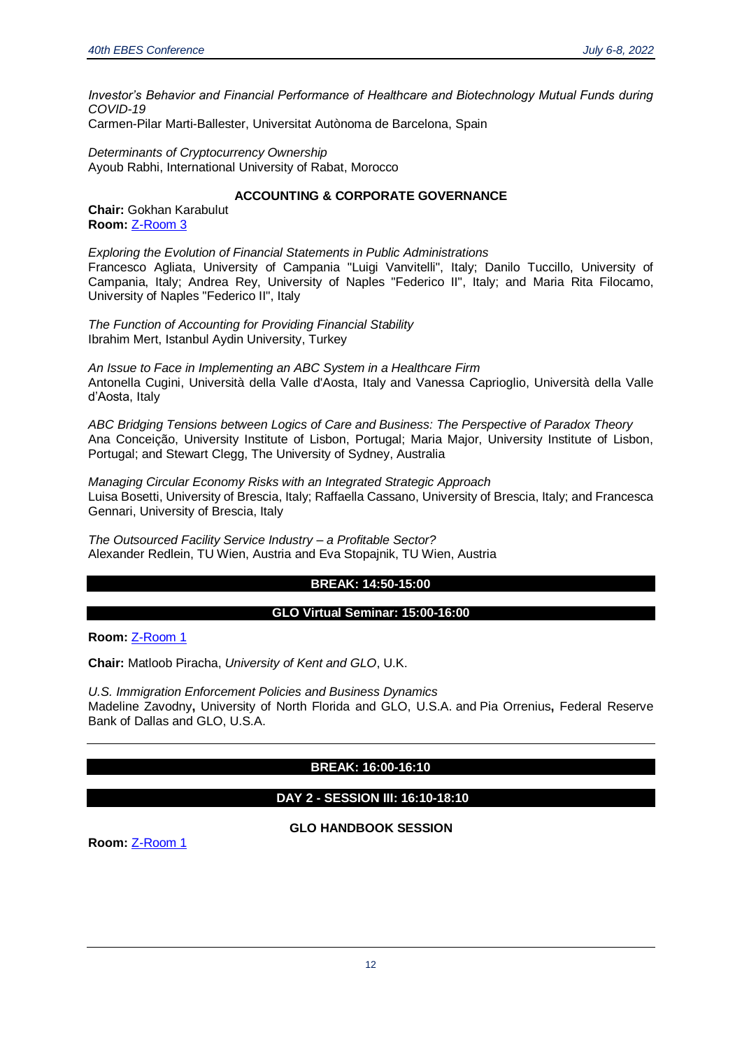*Investor's Behavior and Financial Performance of Healthcare and Biotechnology Mutual Funds during COVID-19*
Carmen-Pilar Marti-Ballester, Universitat Autònoma de Barcelona, Spain

*Determinants of Cryptocurrency Ownership*
Ayoub Rabhi, International University of Rabat, Morocco

### ACCOUNTING & CORPORATE GOVERNANCE

**Chair:** Gokhan Karabulut
**Room:** Z-Room 3

*Exploring the Evolution of Financial Statements in Public Administrations*
Francesco Agliata, University of Campania "Luigi Vanvitelli", Italy; Danilo Tuccillo, University of Campania, Italy; Andrea Rey, University of Naples "Federico II", Italy; and Maria Rita Filocamo, University of Naples "Federico II", Italy

*The Function of Accounting for Providing Financial Stability*
Ibrahim Mert, Istanbul Aydin University, Turkey

*An Issue to Face in Implementing an ABC System in a Healthcare Firm*
Antonella Cugini, Università della Valle d'Aosta, Italy and Vanessa Caprioglio, Università della Valle d'Aosta, Italy

*ABC Bridging Tensions between Logics of Care and Business: The Perspective of Paradox Theory*
Ana Conceição, University Institute of Lisbon, Portugal; Maria Major, University Institute of Lisbon, Portugal; and Stewart Clegg, The University of Sydney, Australia

*Managing Circular Economy Risks with an Integrated Strategic Approach*
Luisa Bosetti, University of Brescia, Italy; Raffaella Cassano, University of Brescia, Italy; and Francesca Gennari, University of Brescia, Italy

*The Outsourced Facility Service Industry – a Profitable Sector?*
Alexander Redlein, TU Wien, Austria and Eva Stopajnik, TU Wien, Austria

### BREAK: 14:50-15:00

### GLO Virtual Seminar: 15:00-16:00

**Room:** Z-Room 1

**Chair:** Matloob Piracha, *University of Kent and GLO*, U.K.

*U.S. Immigration Enforcement Policies and Business Dynamics*
Madeline Zavodny**,** University of North Florida and GLO, U.S.A. and Pia Orrenius**,** Federal Reserve Bank of Dallas and GLO, U.S.A.

---

### BREAK: 16:00-16:10

### DAY 2 - SESSION III: 16:10-18:10

### GLO HANDBOOK SESSION

**Room:** Z-Room 1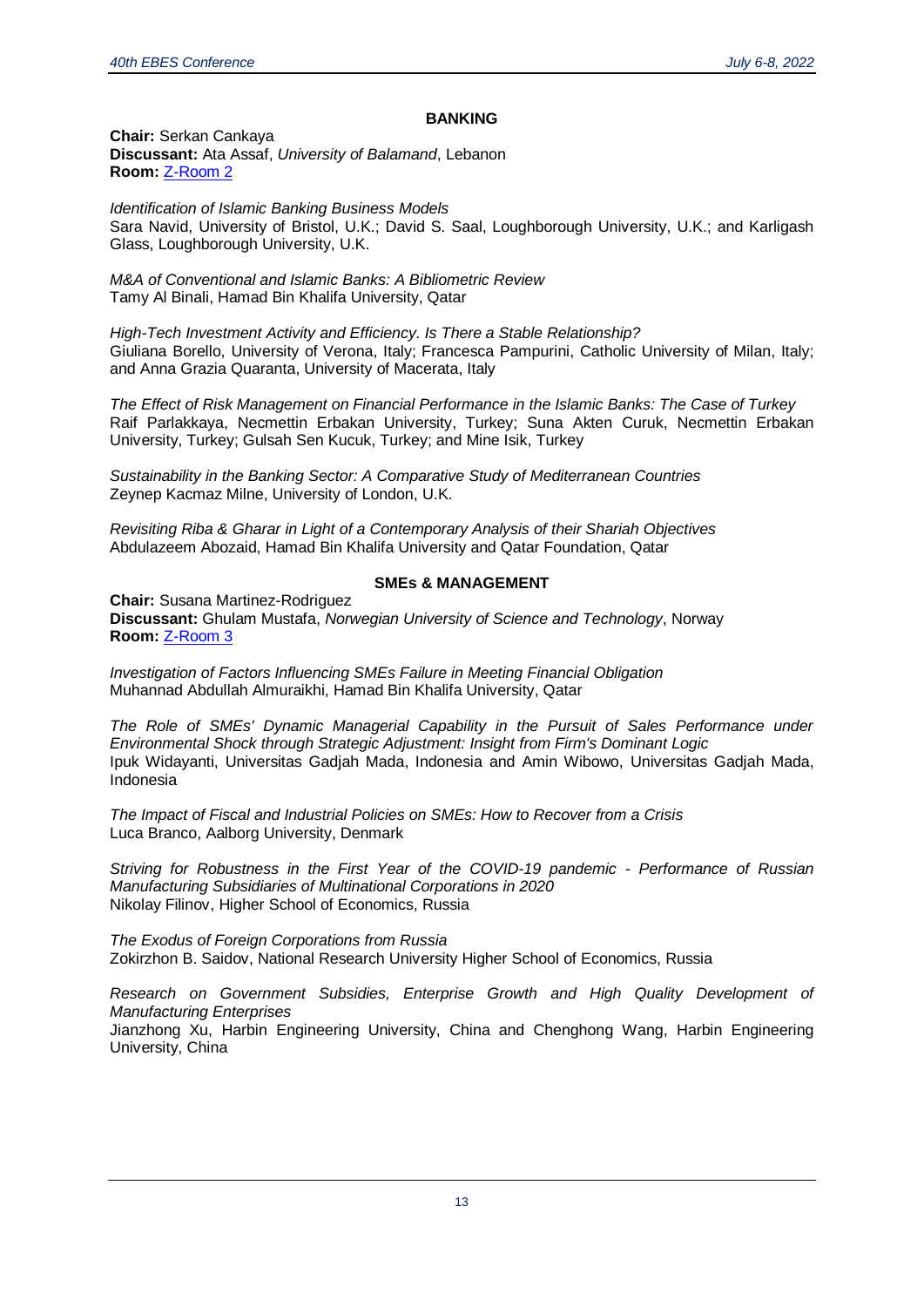### BANKING

**Chair:** Serkan Cankaya
**Discussant:** Ata Assaf, *University of Balamand*, Lebanon
**Room:** Z-Room 2

*Identification of Islamic Banking Business Models*
Sara Navid, University of Bristol, U.K.; David S. Saal, Loughborough University, U.K.; and Karligash Glass, Loughborough University, U.K.

*M&A of Conventional and Islamic Banks: A Bibliometric Review*
Tamy Al Binali, Hamad Bin Khalifa University, Qatar

*High-Tech Investment Activity and Efficiency. Is There a Stable Relationship?*
Giuliana Borello, University of Verona, Italy; Francesca Pampurini, Catholic University of Milan, Italy; and Anna Grazia Quaranta, University of Macerata, Italy

*The Effect of Risk Management on Financial Performance in the Islamic Banks: The Case of Turkey*
Raif Parlakkaya, Necmettin Erbakan University, Turkey; Suna Akten Curuk, Necmettin Erbakan University, Turkey; Gulsah Sen Kucuk, Turkey; and Mine Isik, Turkey

*Sustainability in the Banking Sector: A Comparative Study of Mediterranean Countries*
Zeynep Kacmaz Milne, University of London, U.K.

*Revisiting Riba & Gharar in Light of a Contemporary Analysis of their Shariah Objectives*
Abdulazeem Abozaid, Hamad Bin Khalifa University and Qatar Foundation, Qatar

### SMEs & MANAGEMENT

**Chair:** Susana Martinez-Rodriguez
**Discussant:** Ghulam Mustafa, *Norwegian University of Science and Technology*, Norway
**Room:** Z-Room 3

*Investigation of Factors Influencing SMEs Failure in Meeting Financial Obligation*
Muhannad Abdullah Almuraikhi, Hamad Bin Khalifa University, Qatar

*The Role of SMEs' Dynamic Managerial Capability in the Pursuit of Sales Performance under Environmental Shock through Strategic Adjustment: Insight from Firm's Dominant Logic*
Ipuk Widayanti, Universitas Gadjah Mada, Indonesia and Amin Wibowo, Universitas Gadjah Mada, Indonesia

*The Impact of Fiscal and Industrial Policies on SMEs: How to Recover from a Crisis*
Luca Branco, Aalborg University, Denmark

*Striving for Robustness in the First Year of the COVID-19 pandemic - Performance of Russian Manufacturing Subsidiaries of Multinational Corporations in 2020*
Nikolay Filinov, Higher School of Economics, Russia

*The Exodus of Foreign Corporations from Russia*
Zokirzhon B. Saidov, National Research University Higher School of Economics, Russia

*Research on Government Subsidies, Enterprise Growth and High Quality Development of Manufacturing Enterprises*
Jianzhong Xu, Harbin Engineering University, China and Chenghong Wang, Harbin Engineering University, China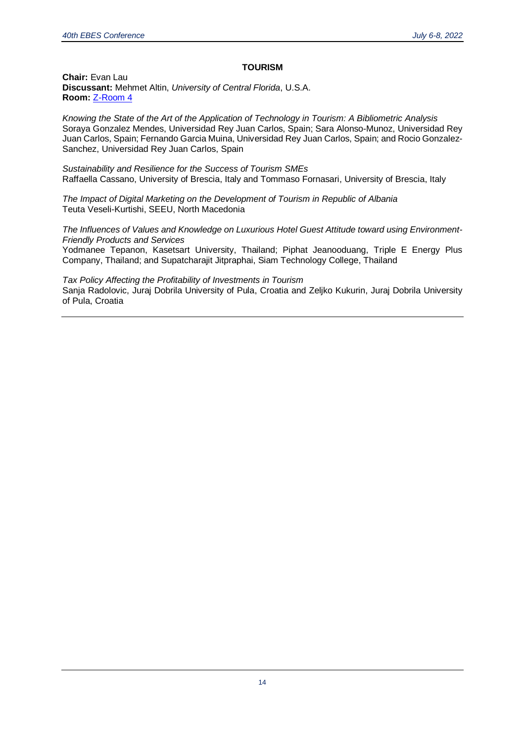### TOURISM

**Chair:** Evan Lau
**Discussant:** Mehmet Altin, *University of Central Florida*, U.S.A.
**Room:** Z-Room 4

*Knowing the State of the Art of the Application of Technology in Tourism: A Bibliometric Analysis*
Soraya Gonzalez Mendes, Universidad Rey Juan Carlos, Spain; Sara Alonso-Munoz, Universidad Rey Juan Carlos, Spain; Fernando Garcia Muina, Universidad Rey Juan Carlos, Spain; and Rocio Gonzalez-Sanchez, Universidad Rey Juan Carlos, Spain

*Sustainability and Resilience for the Success of Tourism SMEs*
Raffaella Cassano, University of Brescia, Italy and Tommaso Fornasari, University of Brescia, Italy

*The Impact of Digital Marketing on the Development of Tourism in Republic of Albania*
Teuta Veseli-Kurtishi, SEEU, North Macedonia

*The Influences of Values and Knowledge on Luxurious Hotel Guest Attitude toward using Environment-Friendly Products and Services*
Yodmanee Tepanon, Kasetsart University, Thailand; Piphat Jeanooduang, Triple E Energy Plus Company, Thailand; and Supatcharajit Jitpraphai, Siam Technology College, Thailand

*Tax Policy Affecting the Profitability of Investments in Tourism*
Sanja Radolovic, Juraj Dobrila University of Pula, Croatia and Zeljko Kukurin, Juraj Dobrila University of Pula, Croatia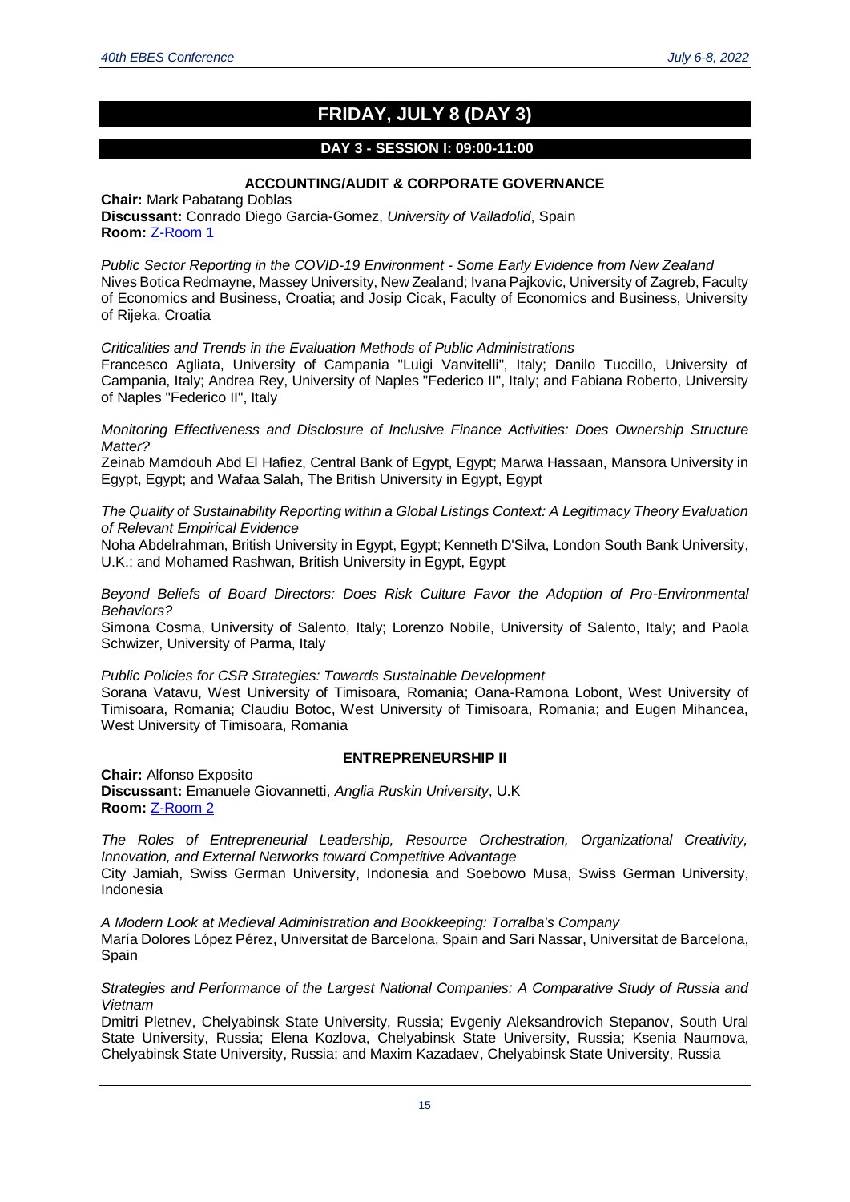# FRIDAY, JULY 8 (DAY 3)

## DAY 3 - SESSION I: 09:00-11:00

### ACCOUNTING/AUDIT & CORPORATE GOVERNANCE

**Chair:** Mark Pabatang Doblas
**Discussant:** Conrado Diego Garcia-Gomez, *University of Valladolid*, Spain
**Room:** Z-Room 1

*Public Sector Reporting in the COVID-19 Environment - Some Early Evidence from New Zealand*
Nives Botica Redmayne, Massey University, New Zealand; Ivana Pajkovic, University of Zagreb, Faculty of Economics and Business, Croatia; and Josip Cicak, Faculty of Economics and Business, University of Rijeka, Croatia

*Criticalities and Trends in the Evaluation Methods of Public Administrations*
Francesco Agliata, University of Campania "Luigi Vanvitelli", Italy; Danilo Tuccillo, University of Campania, Italy; Andrea Rey, University of Naples "Federico II", Italy; and Fabiana Roberto, University of Naples "Federico II", Italy

*Monitoring Effectiveness and Disclosure of Inclusive Finance Activities: Does Ownership Structure Matter?*
Zeinab Mamdouh Abd El Hafiez, Central Bank of Egypt, Egypt; Marwa Hassaan, Mansora University in Egypt, Egypt; and Wafaa Salah, The British University in Egypt, Egypt

*The Quality of Sustainability Reporting within a Global Listings Context: A Legitimacy Theory Evaluation of Relevant Empirical Evidence*
Noha Abdelrahman, British University in Egypt, Egypt; Kenneth D'Silva, London South Bank University, U.K.; and Mohamed Rashwan, British University in Egypt, Egypt

*Beyond Beliefs of Board Directors: Does Risk Culture Favor the Adoption of Pro-Environmental Behaviors?*
Simona Cosma, University of Salento, Italy; Lorenzo Nobile, University of Salento, Italy; and Paola Schwizer, University of Parma, Italy

*Public Policies for CSR Strategies: Towards Sustainable Development*
Sorana Vatavu, West University of Timisoara, Romania; Oana-Ramona Lobont, West University of Timisoara, Romania; Claudiu Botoc, West University of Timisoara, Romania; and Eugen Mihancea, West University of Timisoara, Romania

### ENTREPRENEURSHIP II

**Chair:** Alfonso Exposito
**Discussant:** Emanuele Giovannetti, *Anglia Ruskin University*, U.K
**Room:** Z-Room 2

*The Roles of Entrepreneurial Leadership, Resource Orchestration, Organizational Creativity, Innovation, and External Networks toward Competitive Advantage*
City Jamiah, Swiss German University, Indonesia and Soebowo Musa, Swiss German University, Indonesia

*A Modern Look at Medieval Administration and Bookkeeping: Torralba's Company*
María Dolores López Pérez, Universitat de Barcelona, Spain and Sari Nassar, Universitat de Barcelona, Spain

*Strategies and Performance of the Largest National Companies: A Comparative Study of Russia and Vietnam*
Dmitri Pletnev, Chelyabinsk State University, Russia; Evgeniy Aleksandrovich Stepanov, South Ural State University, Russia; Elena Kozlova, Chelyabinsk State University, Russia; Ksenia Naumova, Chelyabinsk State University, Russia; and Maxim Kazadaev, Chelyabinsk State University, Russia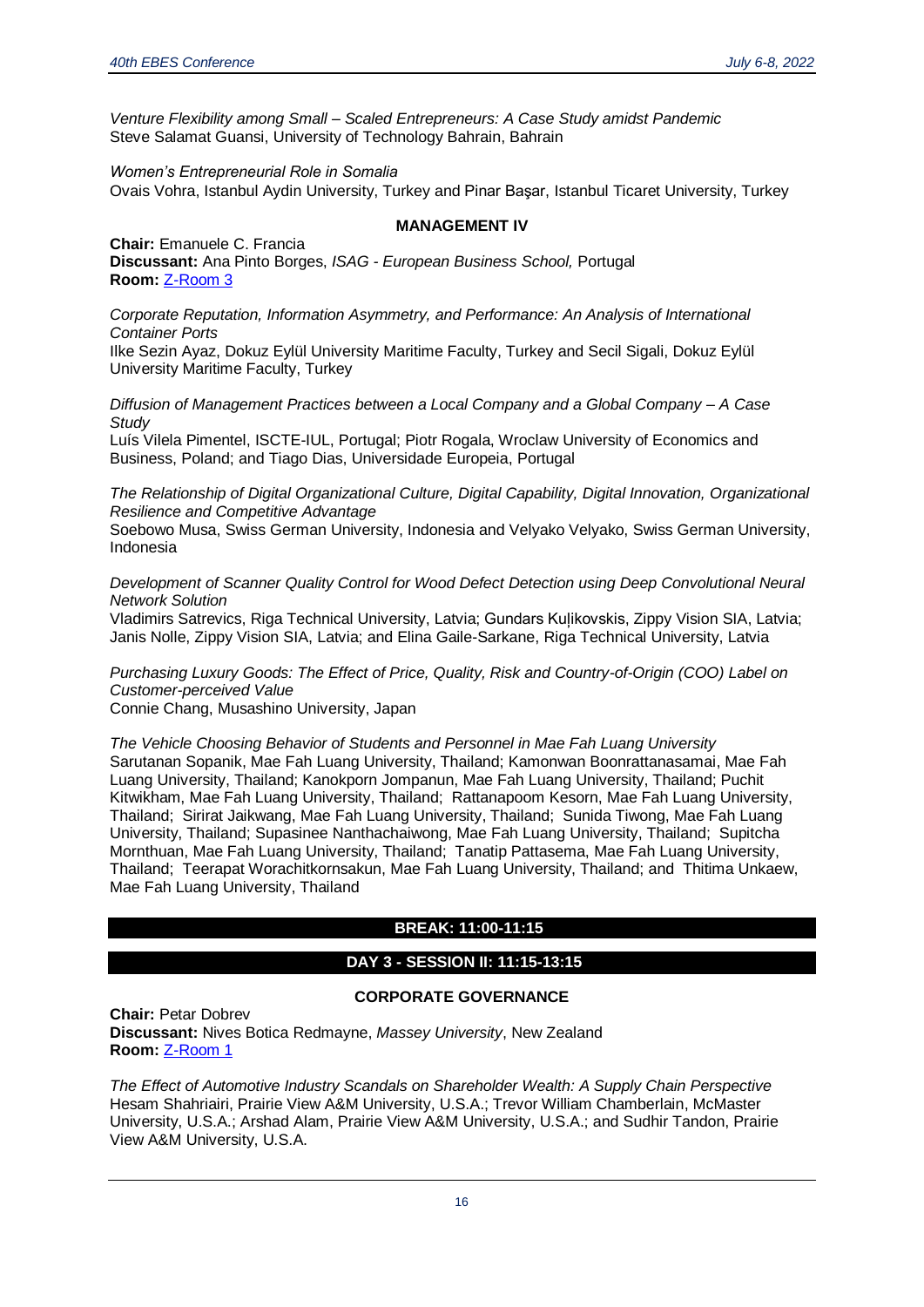*Venture Flexibility among Small – Scaled Entrepreneurs: A Case Study amidst Pandemic*
Steve Salamat Guansi, University of Technology Bahrain, Bahrain

*Women's Entrepreneurial Role in Somalia*
Ovais Vohra, Istanbul Aydin University, Turkey and Pinar Başar, Istanbul Ticaret University, Turkey

### MANAGEMENT IV

**Chair:** Emanuele C. Francia
**Discussant:** Ana Pinto Borges, *ISAG - European Business School,* Portugal
**Room:** Z-Room 3

*Corporate Reputation, Information Asymmetry, and Performance: An Analysis of International Container Ports*
Ilke Sezin Ayaz, Dokuz Eylül University Maritime Faculty, Turkey and Secil Sigali, Dokuz Eylül University Maritime Faculty, Turkey

*Diffusion of Management Practices between a Local Company and a Global Company – A Case Study*
Luís Vilela Pimentel, ISCTE-IUL, Portugal; Piotr Rogala, Wroclaw University of Economics and Business, Poland; and Tiago Dias, Universidade Europeia, Portugal

*The Relationship of Digital Organizational Culture, Digital Capability, Digital Innovation, Organizational Resilience and Competitive Advantage*
Soebowo Musa, Swiss German University, Indonesia and Velyako Velyako, Swiss German University, Indonesia

*Development of Scanner Quality Control for Wood Defect Detection using Deep Convolutional Neural Network Solution*
Vladimirs Satrevics, Riga Technical University, Latvia; Gundars Kuļikovskis, Zippy Vision SIA, Latvia; Janis Nolle, Zippy Vision SIA, Latvia; and Elina Gaile-Sarkane, Riga Technical University, Latvia

*Purchasing Luxury Goods: The Effect of Price, Quality, Risk and Country-of-Origin (COO) Label on Customer-perceived Value*
Connie Chang, Musashino University, Japan

*The Vehicle Choosing Behavior of Students and Personnel in Mae Fah Luang University*
Sarutanan Sopanik, Mae Fah Luang University, Thailand; Kamonwan Boonrattanasamai, Mae Fah Luang University, Thailand; Kanokporn Jompanun, Mae Fah Luang University, Thailand; Puchit Kitwikham, Mae Fah Luang University, Thailand; Rattanapoom Kesorn, Mae Fah Luang University, Thailand; Sirirat Jaikwang, Mae Fah Luang University, Thailand; Sunida Tiwong, Mae Fah Luang University, Thailand; Supasinee Nanthachaiwong, Mae Fah Luang University, Thailand; Supitcha Mornthuan, Mae Fah Luang University, Thailand; Tanatip Pattasema, Mae Fah Luang University, Thailand; Teerapat Worachitkornsakun, Mae Fah Luang University, Thailand; and Thitima Unkaew, Mae Fah Luang University, Thailand

**BREAK: 11:00-11:15**

## DAY 3 - SESSION II: 11:15-13:15

### CORPORATE GOVERNANCE

**Chair:** Petar Dobrev
**Discussant:** Nives Botica Redmayne, *Massey University*, New Zealand
**Room:** Z-Room 1

*The Effect of Automotive Industry Scandals on Shareholder Wealth: A Supply Chain Perspective*
Hesam Shahriairi, Prairie View A&M University, U.S.A.; Trevor William Chamberlain, McMaster University, U.S.A.; Arshad Alam, Prairie View A&M University, U.S.A.; and Sudhir Tandon, Prairie View A&M University, U.S.A.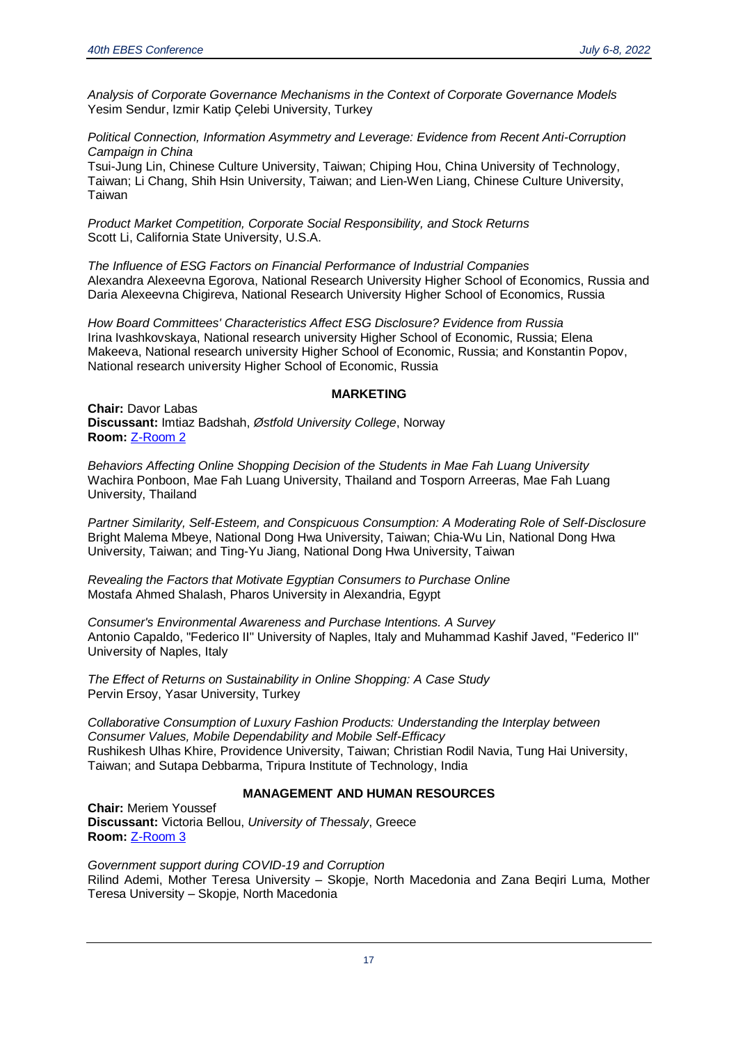*Analysis of Corporate Governance Mechanisms in the Context of Corporate Governance Models*
Yesim Sendur, Izmir Katip Çelebi University, Turkey

*Political Connection, Information Asymmetry and Leverage: Evidence from Recent Anti-Corruption Campaign in China*
Tsui-Jung Lin, Chinese Culture University, Taiwan; Chiping Hou, China University of Technology, Taiwan; Li Chang, Shih Hsin University, Taiwan; and Lien-Wen Liang, Chinese Culture University, Taiwan

*Product Market Competition, Corporate Social Responsibility, and Stock Returns*
Scott Li, California State University, U.S.A.

*The Influence of ESG Factors on Financial Performance of Industrial Companies*
Alexandra Alexeevna Egorova, National Research University Higher School of Economics, Russia and Daria Alexeevna Chigireva, National Research University Higher School of Economics, Russia

*How Board Committees' Characteristics Affect ESG Disclosure? Evidence from Russia*
Irina Ivashkovskaya, National research university Higher School of Economic, Russia; Elena Makeeva, National research university Higher School of Economic, Russia; and Konstantin Popov, National research university Higher School of Economic, Russia

## MARKETING

**Chair:** Davor Labas
**Discussant:** Imtiaz Badshah, *Østfold University College*, Norway
**Room:** Z-Room 2

*Behaviors Affecting Online Shopping Decision of the Students in Mae Fah Luang University*
Wachira Ponboon, Mae Fah Luang University, Thailand and Tosporn Arreeras, Mae Fah Luang University, Thailand

*Partner Similarity, Self-Esteem, and Conspicuous Consumption: A Moderating Role of Self-Disclosure*
Bright Malema Mbeye, National Dong Hwa University, Taiwan; Chia-Wu Lin, National Dong Hwa University, Taiwan; and Ting-Yu Jiang, National Dong Hwa University, Taiwan

*Revealing the Factors that Motivate Egyptian Consumers to Purchase Online*
Mostafa Ahmed Shalash, Pharos University in Alexandria, Egypt

*Consumer's Environmental Awareness and Purchase Intentions. A Survey*
Antonio Capaldo, "Federico II" University of Naples, Italy and Muhammad Kashif Javed, "Federico II" University of Naples, Italy

*The Effect of Returns on Sustainability in Online Shopping: A Case Study*
Pervin Ersoy, Yasar University, Turkey

*Collaborative Consumption of Luxury Fashion Products: Understanding the Interplay between Consumer Values, Mobile Dependability and Mobile Self-Efficacy*
Rushikesh Ulhas Khire, Providence University, Taiwan; Christian Rodil Navia, Tung Hai University, Taiwan; and Sutapa Debbarma, Tripura Institute of Technology, India

## MANAGEMENT AND HUMAN RESOURCES

**Chair:** Meriem Youssef
**Discussant:** Victoria Bellou, *University of Thessaly*, Greece
**Room:** Z-Room 3

*Government support during COVID-19 and Corruption*
Rilind Ademi, Mother Teresa University – Skopje, North Macedonia and Zana Beqiri Luma, Mother Teresa University – Skopje, North Macedonia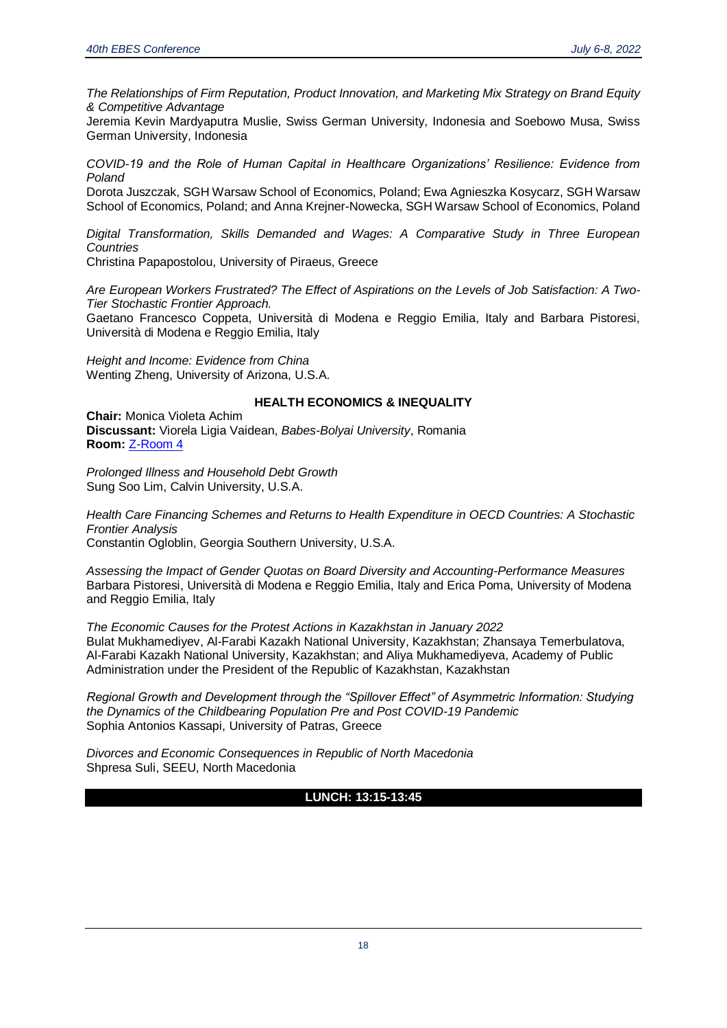*The Relationships of Firm Reputation, Product Innovation, and Marketing Mix Strategy on Brand Equity & Competitive Advantage*
Jeremia Kevin Mardyaputra Muslie, Swiss German University, Indonesia and Soebowo Musa, Swiss German University, Indonesia

*COVID-19 and the Role of Human Capital in Healthcare Organizations' Resilience: Evidence from Poland*
Dorota Juszczak, SGH Warsaw School of Economics, Poland; Ewa Agnieszka Kosycarz, SGH Warsaw School of Economics, Poland; and Anna Krejner-Nowecka, SGH Warsaw School of Economics, Poland

*Digital Transformation, Skills Demanded and Wages: A Comparative Study in Three European Countries*
Christina Papapostolou, University of Piraeus, Greece

*Are European Workers Frustrated? The Effect of Aspirations on the Levels of Job Satisfaction: A Two-Tier Stochastic Frontier Approach.*
Gaetano Francesco Coppeta, Università di Modena e Reggio Emilia, Italy and Barbara Pistoresi, Università di Modena e Reggio Emilia, Italy

*Height and Income: Evidence from China*
Wenting Zheng, University of Arizona, U.S.A.

## HEALTH ECONOMICS & INEQUALITY

**Chair:** Monica Violeta Achim
**Discussant:** Viorela Ligia Vaidean, *Babes-Bolyai University*, Romania
**Room:** Z-Room 4

*Prolonged Illness and Household Debt Growth*
Sung Soo Lim, Calvin University, U.S.A.

*Health Care Financing Schemes and Returns to Health Expenditure in OECD Countries: A Stochastic Frontier Analysis*
Constantin Ogloblin, Georgia Southern University, U.S.A.

*Assessing the Impact of Gender Quotas on Board Diversity and Accounting-Performance Measures*
Barbara Pistoresi, Università di Modena e Reggio Emilia, Italy and Erica Poma, University of Modena and Reggio Emilia, Italy

*The Economic Causes for the Protest Actions in Kazakhstan in January 2022*
Bulat Mukhamediyev, Al-Farabi Kazakh National University, Kazakhstan; Zhansaya Temerbulatova, Al-Farabi Kazakh National University, Kazakhstan; and Aliya Mukhamediyeva, Academy of Public Administration under the President of the Republic of Kazakhstan, Kazakhstan

*Regional Growth and Development through the "Spillover Effect" of Asymmetric Information: Studying the Dynamics of the Childbearing Population Pre and Post COVID-19 Pandemic*
Sophia Antonios Kassapi, University of Patras, Greece

*Divorces and Economic Consequences in Republic of North Macedonia*
Shpresa Suli, SEEU, North Macedonia

**LUNCH: 13:15-13:45**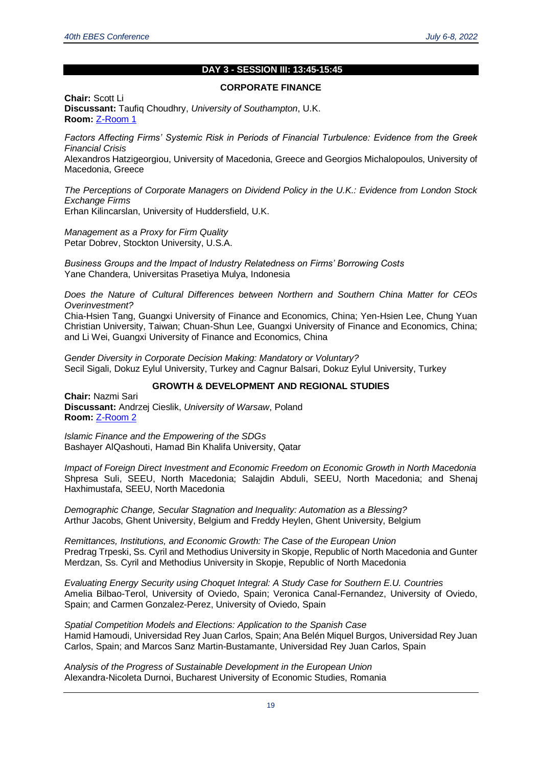## DAY 3 - SESSION III: 13:45-15:45

### CORPORATE FINANCE

**Chair:** Scott Li
**Discussant:** Taufiq Choudhry, *University of Southampton*, U.K.
**Room:** [Z-Room 1]

*Factors Affecting Firms' Systemic Risk in Periods of Financial Turbulence: Evidence from the Greek Financial Crisis*
Alexandros Hatzigeorgiou, University of Macedonia, Greece and Georgios Michalopoulos, University of Macedonia, Greece

*The Perceptions of Corporate Managers on Dividend Policy in the U.K.: Evidence from London Stock Exchange Firms*
Erhan Kilincarslan, University of Huddersfield, U.K.

*Management as a Proxy for Firm Quality*
Petar Dobrev, Stockton University, U.S.A.

*Business Groups and the Impact of Industry Relatedness on Firms' Borrowing Costs*
Yane Chandera, Universitas Prasetiya Mulya, Indonesia

*Does the Nature of Cultural Differences between Northern and Southern China Matter for CEOs Overinvestment?*
Chia-Hsien Tang, Guangxi University of Finance and Economics, China; Yen-Hsien Lee, Chung Yuan Christian University, Taiwan; Chuan-Shun Lee, Guangxi University of Finance and Economics, China; and Li Wei, Guangxi University of Finance and Economics, China

*Gender Diversity in Corporate Decision Making: Mandatory or Voluntary?*
Secil Sigali, Dokuz Eylul University, Turkey and Cagnur Balsari, Dokuz Eylul University, Turkey

### GROWTH & DEVELOPMENT AND REGIONAL STUDIES

**Chair:** Nazmi Sari
**Discussant:** Andrzej Cieslik, *University of Warsaw*, Poland
**Room:** [Z-Room 2]

*Islamic Finance and the Empowering of the SDGs*
Bashayer AlQashouti, Hamad Bin Khalifa University, Qatar

*Impact of Foreign Direct Investment and Economic Freedom on Economic Growth in North Macedonia*
Shpresa Suli, SEEU, North Macedonia; Salajdin Abduli, SEEU, North Macedonia; and Shenaj Haxhimustafa, SEEU, North Macedonia

*Demographic Change, Secular Stagnation and Inequality: Automation as a Blessing?*
Arthur Jacobs, Ghent University, Belgium and Freddy Heylen, Ghent University, Belgium

*Remittances, Institutions, and Economic Growth: The Case of the European Union*
Predrag Trpeski, Ss. Cyril and Methodius University in Skopje, Republic of North Macedonia and Gunter Merdzan, Ss. Cyril and Methodius University in Skopje, Republic of North Macedonia

*Evaluating Energy Security using Choquet Integral: A Study Case for Southern E.U. Countries*
Amelia Bilbao-Terol, University of Oviedo, Spain; Veronica Canal-Fernandez, University of Oviedo, Spain; and Carmen Gonzalez-Perez, University of Oviedo, Spain

*Spatial Competition Models and Elections: Application to the Spanish Case*
Hamid Hamoudi, Universidad Rey Juan Carlos, Spain; Ana Belén Miquel Burgos, Universidad Rey Juan Carlos, Spain; and Marcos Sanz Martin-Bustamante, Universidad Rey Juan Carlos, Spain

*Analysis of the Progress of Sustainable Development in the European Union*
Alexandra-Nicoleta Durnoi, Bucharest University of Economic Studies, Romania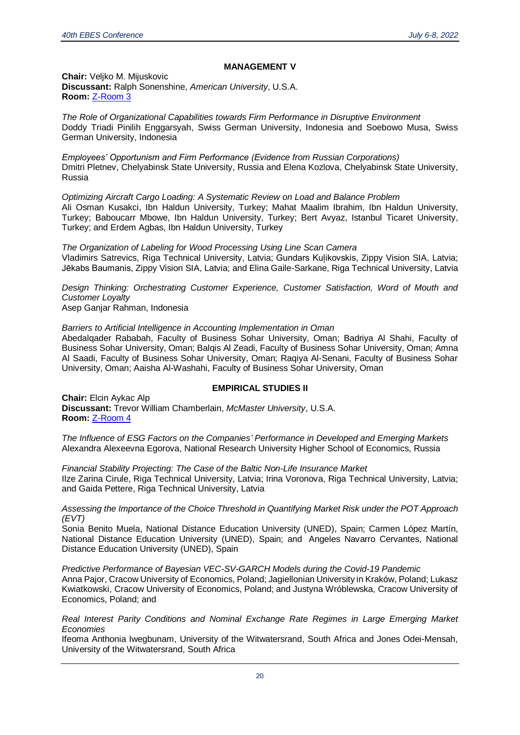## MANAGEMENT V

**Chair:** Veljko M. Mijuskovic
**Discussant:** Ralph Sonenshine, *American University*, U.S.A.
**Room:** Z-Room 3

*The Role of Organizational Capabilities towards Firm Performance in Disruptive Environment*
Doddy Triadi Pinilih Enggarsyah, Swiss German University, Indonesia and Soebowo Musa, Swiss German University, Indonesia

*Employees' Opportunism and Firm Performance (Evidence from Russian Corporations)*
Dmitri Pletnev, Chelyabinsk State University, Russia and Elena Kozlova, Chelyabinsk State University, Russia

*Optimizing Aircraft Cargo Loading: A Systematic Review on Load and Balance Problem*
Ali Osman Kusakci, Ibn Haldun University, Turkey; Mahat Maalim Ibrahim, Ibn Haldun University, Turkey; Baboucarr Mbowe, Ibn Haldun University, Turkey; Bert Avyaz, Istanbul Ticaret University, Turkey; and Erdem Agbas, Ibn Haldun University, Turkey

*The Organization of Labeling for Wood Processing Using Line Scan Camera*
Vladimirs Satrevics, Riga Technical University, Latvia; Gundars Kuļikovskis, Zippy Vision SIA, Latvia; Jēkabs Baumanis, Zippy Vision SIA, Latvia; and Elina Gaile-Sarkane, Riga Technical University, Latvia

*Design Thinking: Orchestrating Customer Experience, Customer Satisfaction, Word of Mouth and Customer Loyalty*
Asep Ganjar Rahman, Indonesia

*Barriers to Artificial Intelligence in Accounting Implementation in Oman*
Abedalqader Rababah, Faculty of Business Sohar University, Oman; Badriya Al Shahi, Faculty of Business Sohar University, Oman; Balqis Al Zeadi, Faculty of Business Sohar University, Oman; Amna Al Saadi, Faculty of Business Sohar University, Oman; Raqiya Al-Senani, Faculty of Business Sohar University, Oman; Aaisha Al-Washahi, Faculty of Business Sohar University, Oman

## EMPIRICAL STUDIES II

**Chair:** Elcin Aykac Alp
**Discussant:** Trevor William Chamberlain, *McMaster University*, U.S.A.
**Room:** Z-Room 4

*The Influence of ESG Factors on the Companies' Performance in Developed and Emerging Markets*
Alexandra Alexeevna Egorova, National Research University Higher School of Economics, Russia

*Financial Stability Projecting: The Case of the Baltic Non-Life Insurance Market*
Ilze Zarina Cirule, Riga Technical University, Latvia; Irina Voronova, Riga Technical University, Latvia; and Gaida Pettere, Riga Technical University, Latvia

*Assessing the Importance of the Choice Threshold in Quantifying Market Risk under the POT Approach (EVT)*
Sonia Benito Muela, National Distance Education University (UNED), Spain; Carmen López Martín, National Distance Education University (UNED), Spain; and Angeles Navarro Cervantes, National Distance Education University (UNED), Spain

*Predictive Performance of Bayesian VEC-SV-GARCH Models during the Covid-19 Pandemic*
Anna Pajor, Cracow University of Economics, Poland; Jagiellonian University in Kraków, Poland; Lukasz Kwiatkowski, Cracow University of Economics, Poland; and Justyna Wróblewska, Cracow University of Economics, Poland; and

*Real Interest Parity Conditions and Nominal Exchange Rate Regimes in Large Emerging Market Economies*
Ifeoma Anthonia Iwegbunam, University of the Witwatersrand, South Africa and Jones Odei-Mensah, University of the Witwatersrand, South Africa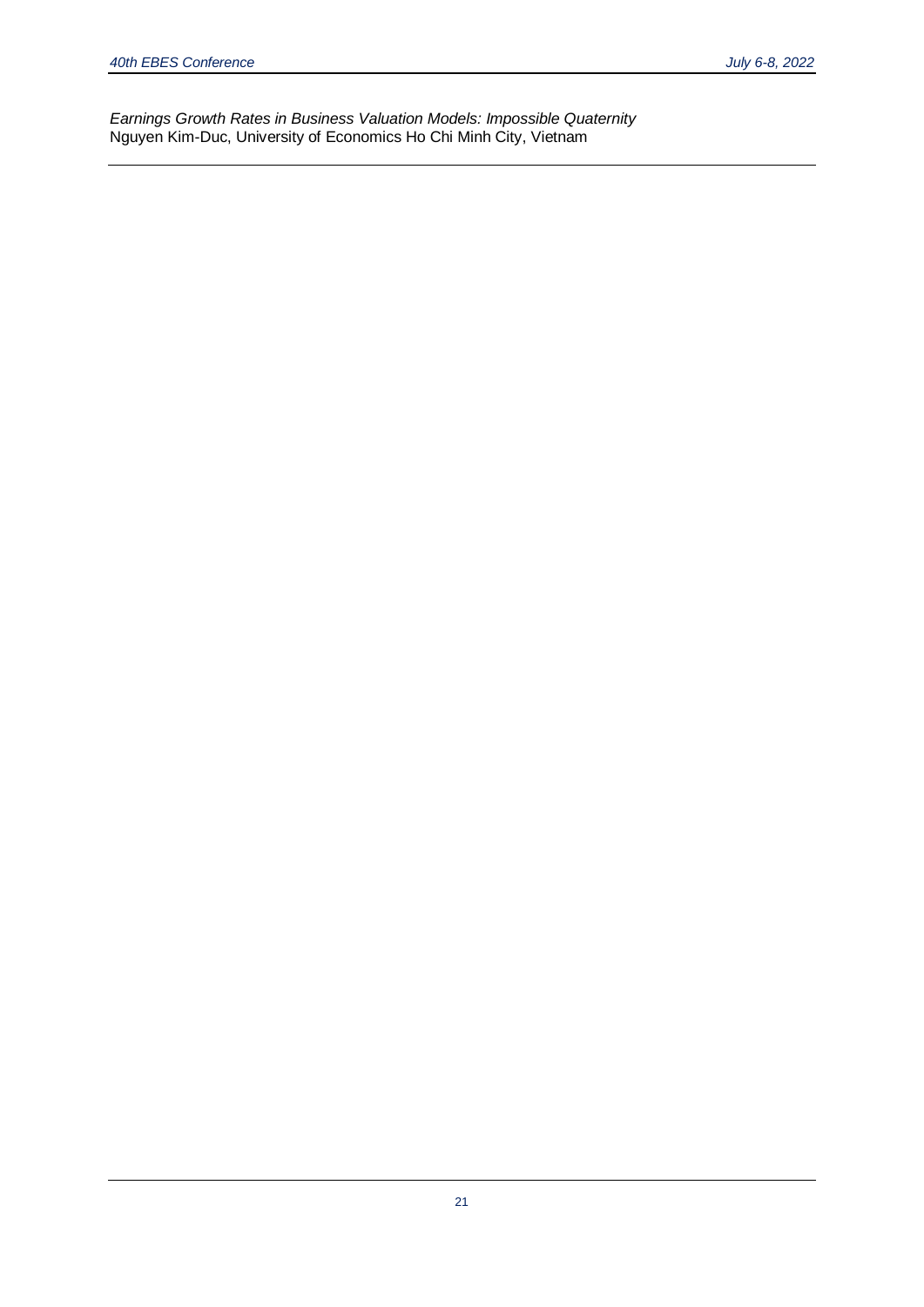*Earnings Growth Rates in Business Valuation Models: Impossible Quaternity*
Nguyen Kim-Duc, University of Economics Ho Chi Minh City, Vietnam